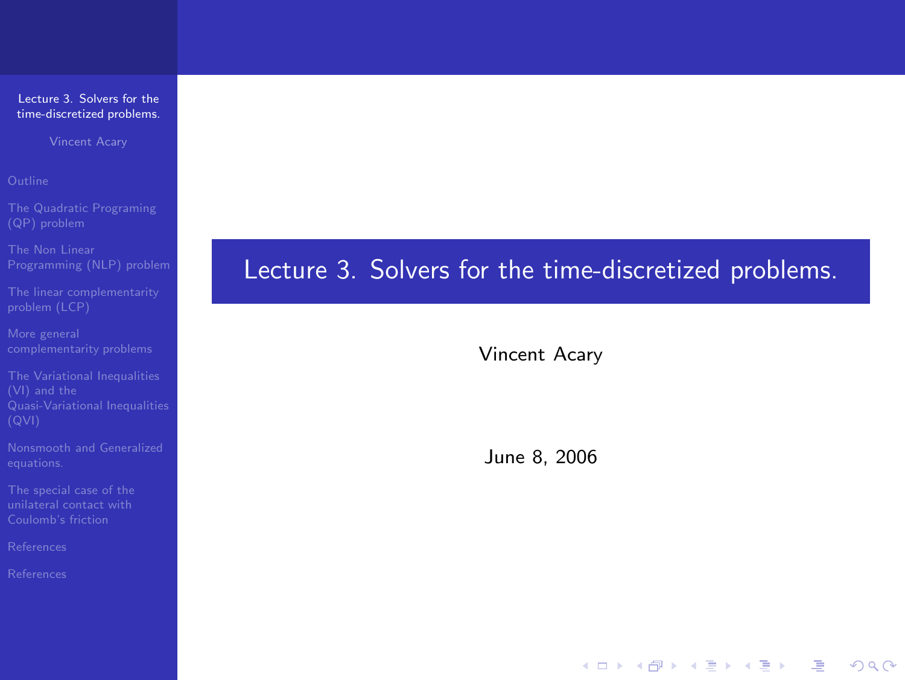# Lecture 3. Solvers for the time-discretized problems.

Vincent Acary

June 8, 2006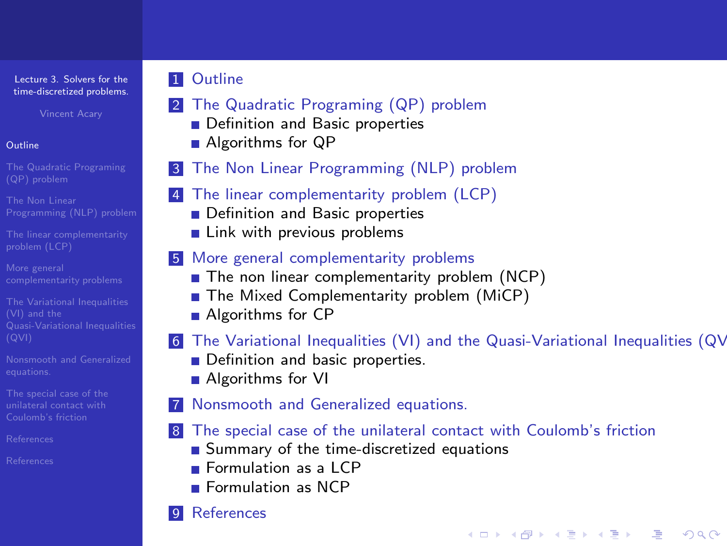1. Outline
2. The Quadratic Programing (QP) problem
   - Definition and Basic properties
   - Algorithms for QP
3. The Non Linear Programming (NLP) problem
4. The linear complementarity problem (LCP)
   - Definition and Basic properties
   - Link with previous problems
5. More general complementarity problems
   - The non linear complementarity problem (NCP)
   - The Mixed Complementarity problem (MiCP)
   - Algorithms for CP
6. The Variational Inequalities (VI) and the Quasi-Variational Inequalities (QV
   - Definition and basic properties.
   - Algorithms for VI
7. Nonsmooth and Generalized equations.
8. The special case of the unilateral contact with Coulomb's friction
   - Summary of the time-discretized equations
   - Formulation as a LCP
   - Formulation as NCP
9. References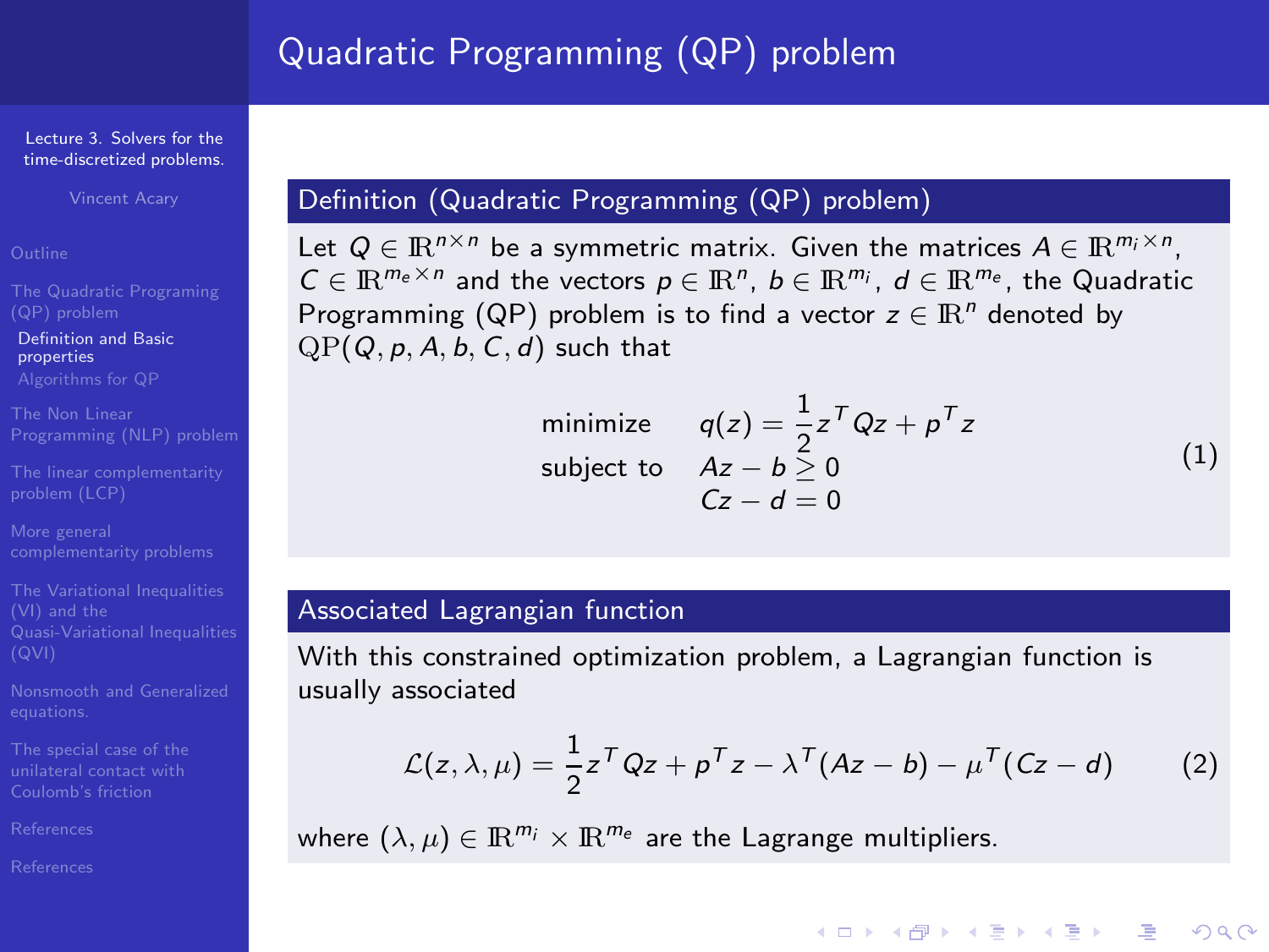# Quadratic Programming (QP) problem

### Definition (Quadratic Programming (QP) problem)

Let $Q \in \mathbb{R}^{n\times n}$ be a symmetric matrix. Given the matrices $A \in \mathbb{R}^{m_i\times n}$, $C \in \mathbb{R}^{m_e\times n}$ and the vectors $p \in \mathbb{R}^n$, $b \in \mathbb{R}^{m_i}$, $d \in \mathbb{R}^{m_e}$, the Quadratic Programming (QP) problem is to find a vector $z \in \mathbb{R}^n$ denoted by $\mathrm{QP}(Q, p, A, b, C, d)$ such that

$$
\begin{array}{ll}
\text{minimize} & q(z) = \frac{1}{2} z^T Q z + p^T z \\
\text{subject to} & Az - b \geq 0 \\
& Cz - d = 0
\end{array}
\tag{1}
$$

### Associated Lagrangian function

With this constrained optimization problem, a Lagrangian function is usually associated

$$
\mathcal{L}(z, \lambda, \mu) = \frac{1}{2} z^T Q z + p^T z - \lambda^T (Az - b) - \mu^T (Cz - d) \tag{2}
$$

where $(\lambda, \mu) \in \mathbb{R}^{m_i} \times \mathbb{R}^{m_e}$ are the Lagrange multipliers.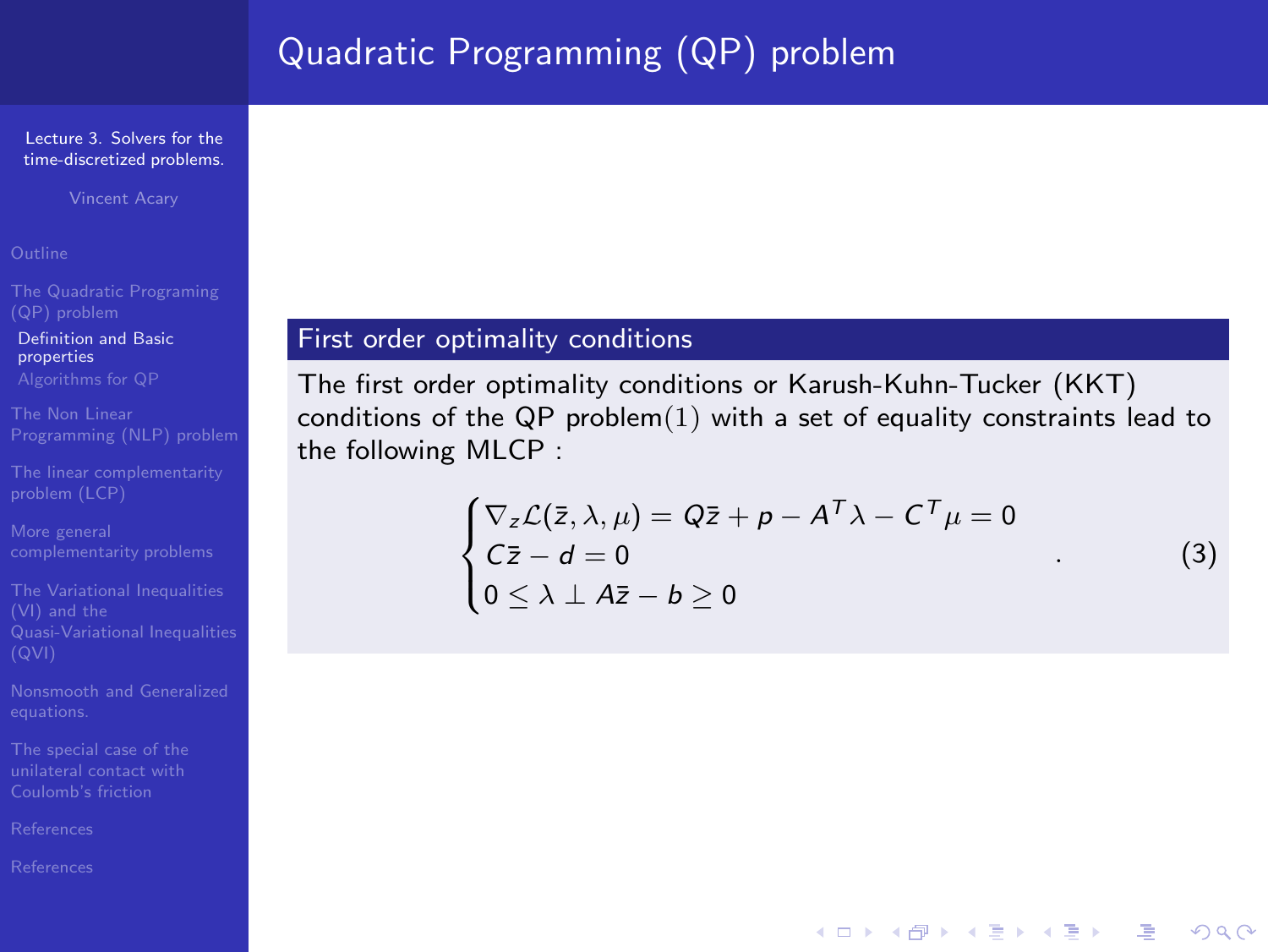## Quadratic Programming (QP) problem

### First order optimality conditions

The first order optimality conditions or Karush-Kuhn-Tucker (KKT) conditions of the QP problem(1) with a set of equality constraints lead to the following MLCP :

$$
\begin{cases}
\nabla_z \mathcal{L}(\bar{z}, \lambda, \mu) = Q\bar{z} + p - A^T\lambda - C^T\mu = 0 \\
C\bar{z} - d = 0 \\
0 \leq \lambda \perp A\bar{z} - b \geq 0
\end{cases}
. \tag{3}
$$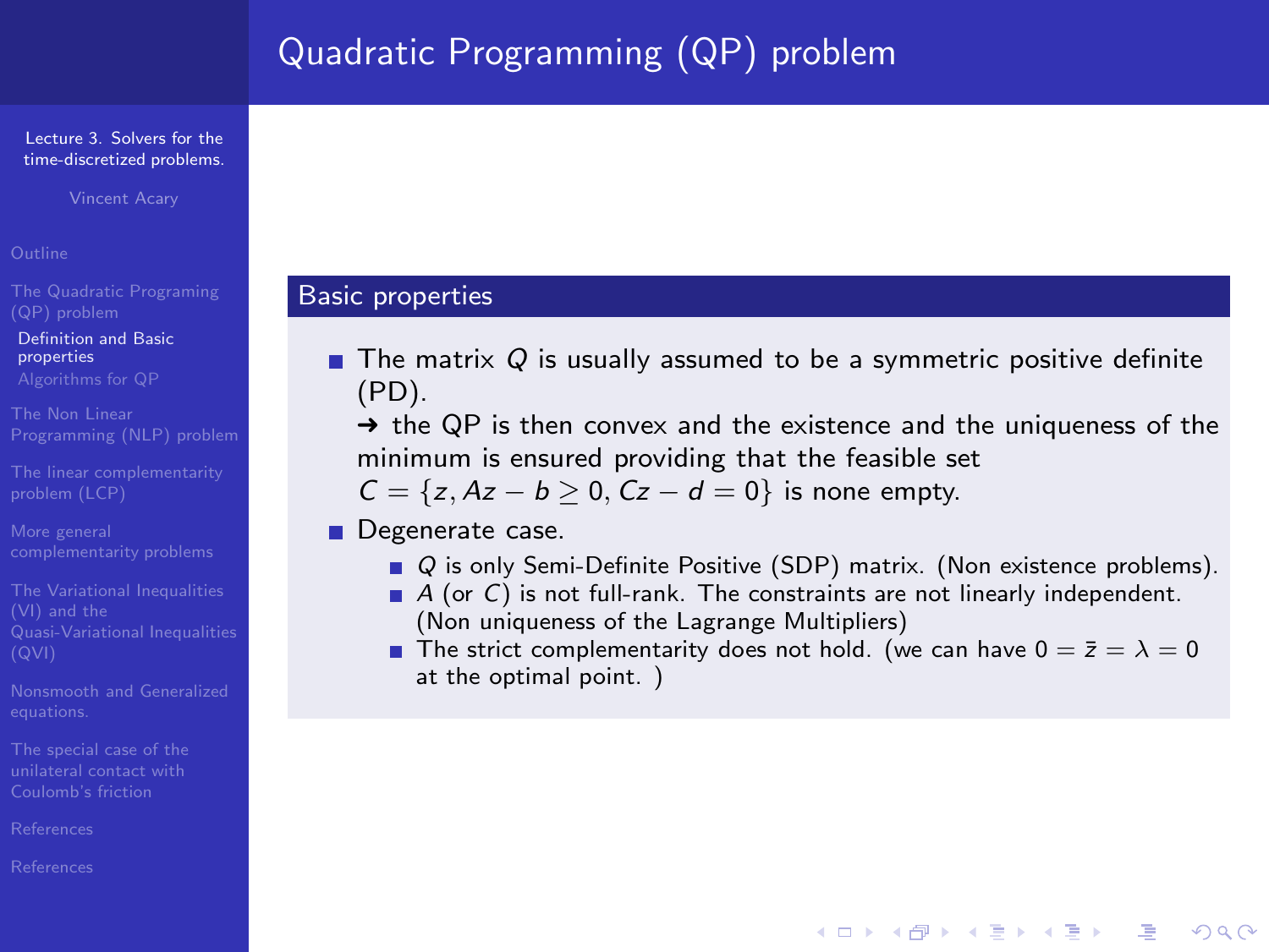# Quadratic Programming (QP) problem

### Basic properties

- The matrix $Q$ is usually assumed to be a symmetric positive definite (PD).
  → the QP is then convex and the existence and the uniqueness of the minimum is ensured providing that the feasible set $C = \{z, Az - b \geq 0, Cz - d = 0\}$ is none empty.
- Degenerate case.
  - $Q$ is only Semi-Definite Positive (SDP) matrix. (Non existence problems).
  - $A$ (or $C$) is not full-rank. The constraints are not linearly independent. (Non uniqueness of the Lagrange Multipliers)
  - The strict complementarity does not hold. (we can have $0 = \bar{z} = \lambda = 0$ at the optimal point. )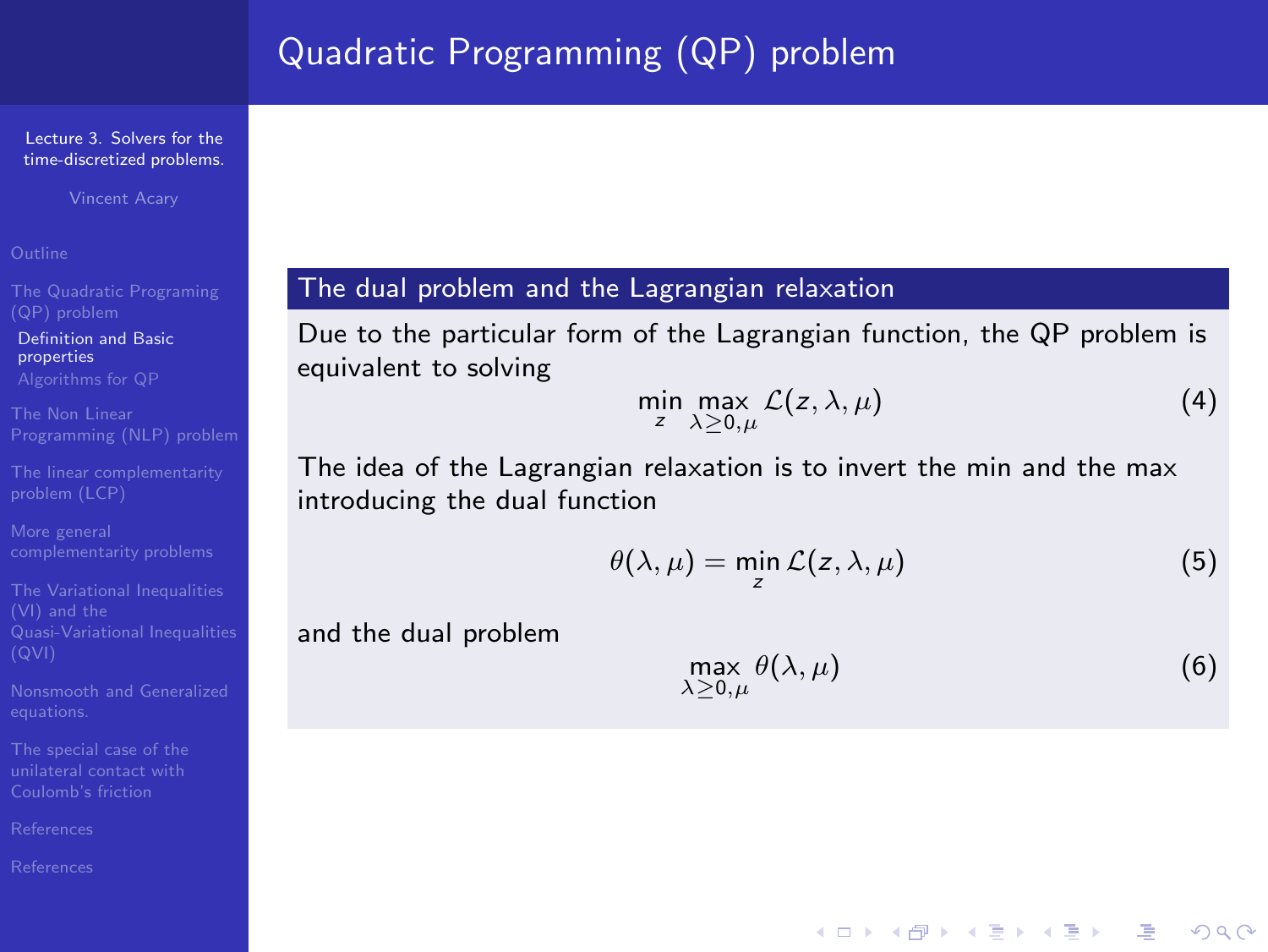# Quadratic Programming (QP) problem

## The dual problem and the Lagrangian relaxation

Due to the particular form of the Lagrangian function, the QP problem is equivalent to solving

$$\min_{z} \max_{\lambda \geq 0, \mu} \mathcal{L}(z, \lambda, \mu) \tag{4}$$

The idea of the Lagrangian relaxation is to invert the min and the max introducing the dual function

$$\theta(\lambda, \mu) = \min_{z} \mathcal{L}(z, \lambda, \mu) \tag{5}$$

and the dual problem

$$\max_{\lambda \geq 0, \mu} \theta(\lambda, \mu) \tag{6}$$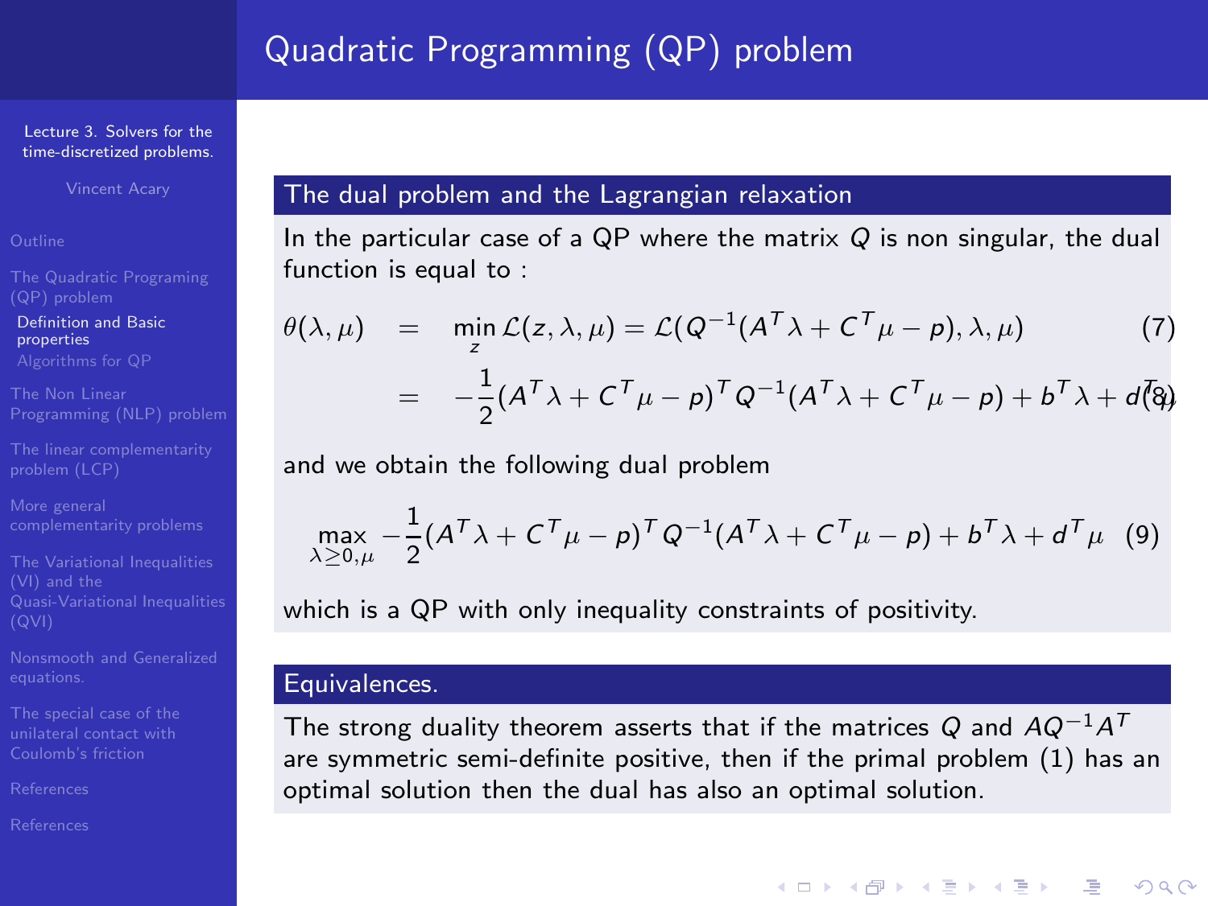# Quadratic Programming (QP) problem

## The dual problem and the Lagrangian relaxation

In the particular case of a QP where the matrix $Q$ is non singular, the dual function is equal to :

$$
\begin{aligned}
\theta(\lambda, \mu) &= \min_{z} \mathcal{L}(z, \lambda, \mu) = \mathcal{L}(Q^{-1}(A^T\lambda + C^T\mu - p), \lambda, \mu) \qquad (7) \\
&= -\frac{1}{2}(A^T\lambda + C^T\mu - p)^T Q^{-1}(A^T\lambda + C^T\mu - p) + b^T\lambda + d^T\mu \qquad (8)
\end{aligned}
$$

and we obtain the following dual problem

$$
\max_{\lambda \geq 0, \mu} -\frac{1}{2}(A^T\lambda + C^T\mu - p)^T Q^{-1}(A^T\lambda + C^T\mu - p) + b^T\lambda + d^T\mu \quad (9)
$$

which is a QP with only inequality constraints of positivity.

## Equivalences.

The strong duality theorem asserts that if the matrices $Q$ and $AQ^{-1}A^T$ are symmetric semi-definite positive, then if the primal problem (1) has an optimal solution then the dual has also an optimal solution.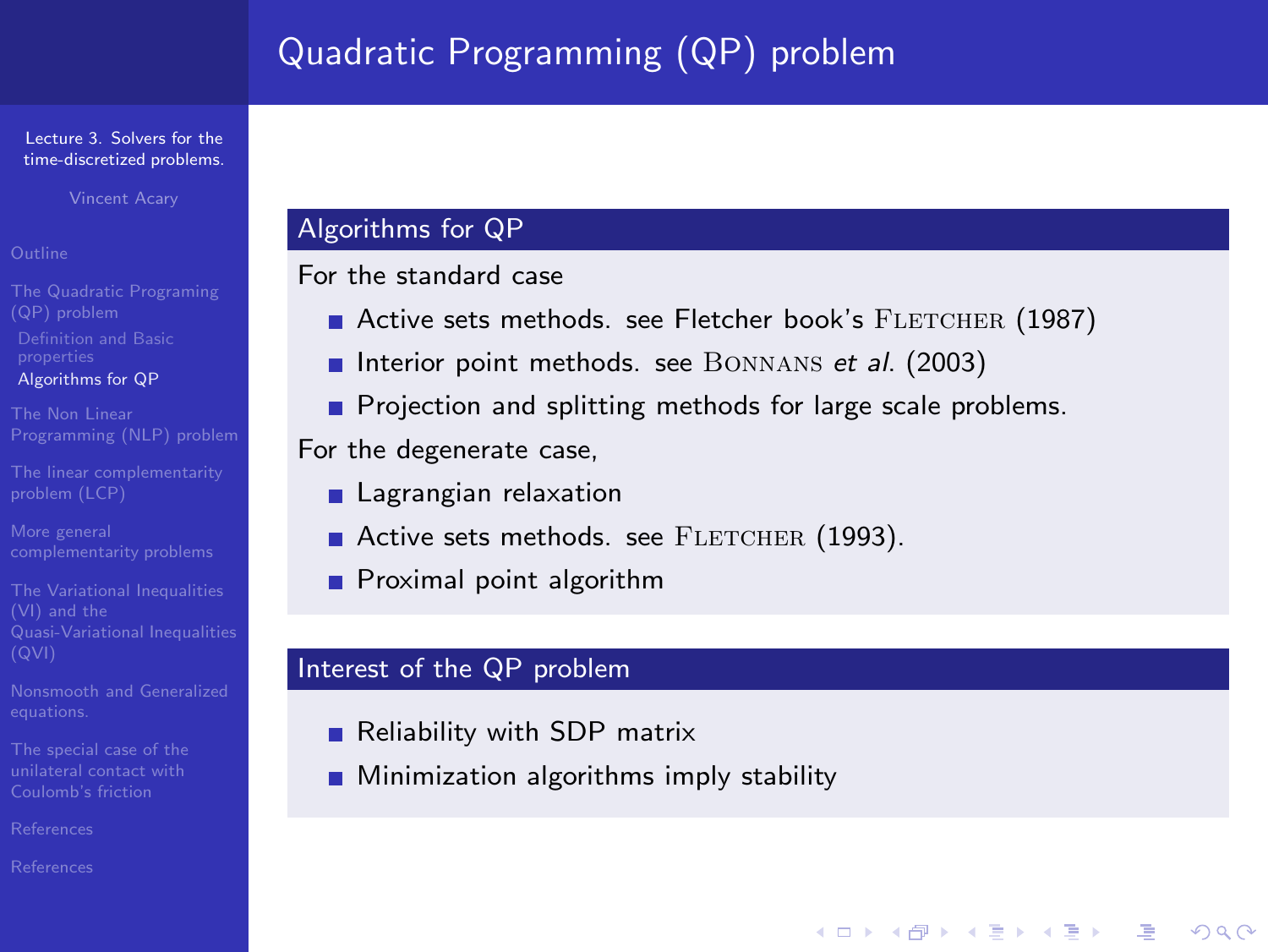# Quadratic Programming (QP) problem

## Algorithms for QP

For the standard case

- Active sets methods. see Fletcher book's FLETCHER (1987)
- Interior point methods. see BONNANS *et al.* (2003)
- Projection and splitting methods for large scale problems.

For the degenerate case,

- Lagrangian relaxation
- Active sets methods. see FLETCHER (1993).
- Proximal point algorithm

## Interest of the QP problem

- Reliability with SDP matrix
- Minimization algorithms imply stability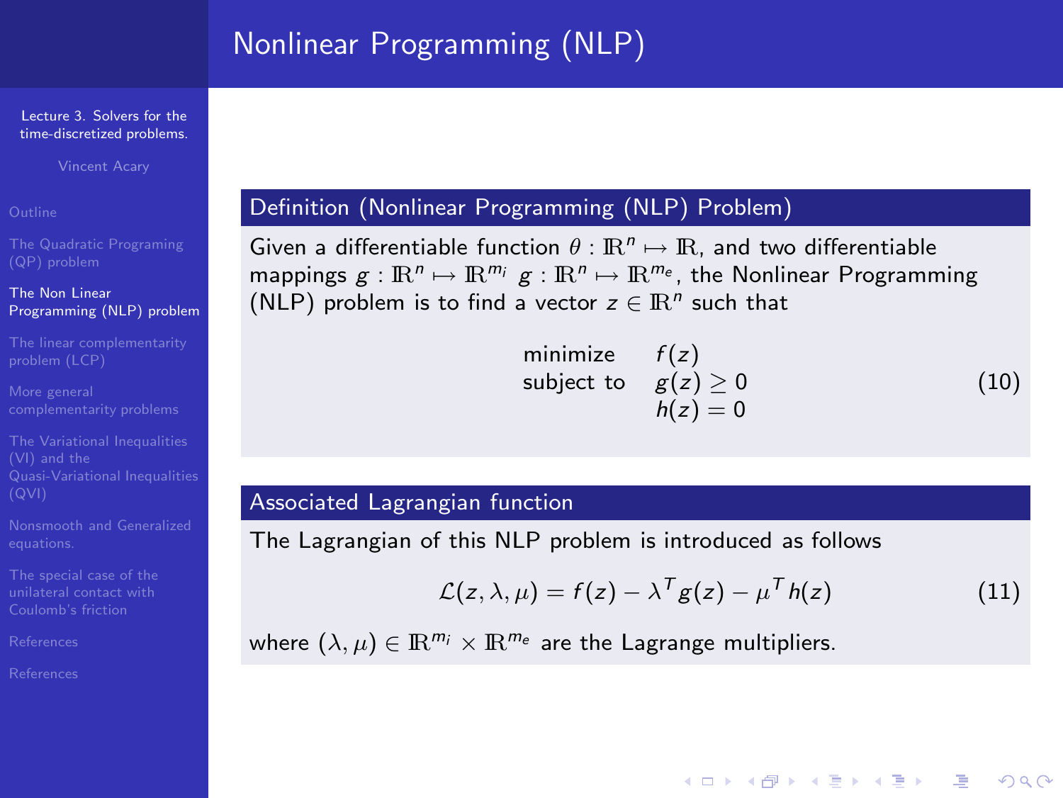# Nonlinear Programming (NLP)

### Definition (Nonlinear Programming (NLP) Problem)

Given a differentiable function $\theta : \mathbb{R}^n \mapsto \mathbb{R}$, and two differentiable mappings $g : \mathbb{R}^n \mapsto \mathbb{R}^{m_i}$ $g : \mathbb{R}^n \mapsto \mathbb{R}^{m_e}$, the Nonlinear Programming (NLP) problem is to find a vector $z \in \mathbb{R}^n$ such that

$$
\begin{array}{ll}
\text{minimize} & f(z) \\
\text{subject to} & g(z) \geq 0 \\
 & h(z) = 0
\end{array}
\tag{10}
$$

### Associated Lagrangian function

The Lagrangian of this NLP problem is introduced as follows

$$
\mathcal{L}(z, \lambda, \mu) = f(z) - \lambda^T g(z) - \mu^T h(z) \tag{11}
$$

where $(\lambda, \mu) \in \mathbb{R}^{m_i} \times \mathbb{R}^{m_e}$ are the Lagrange multipliers.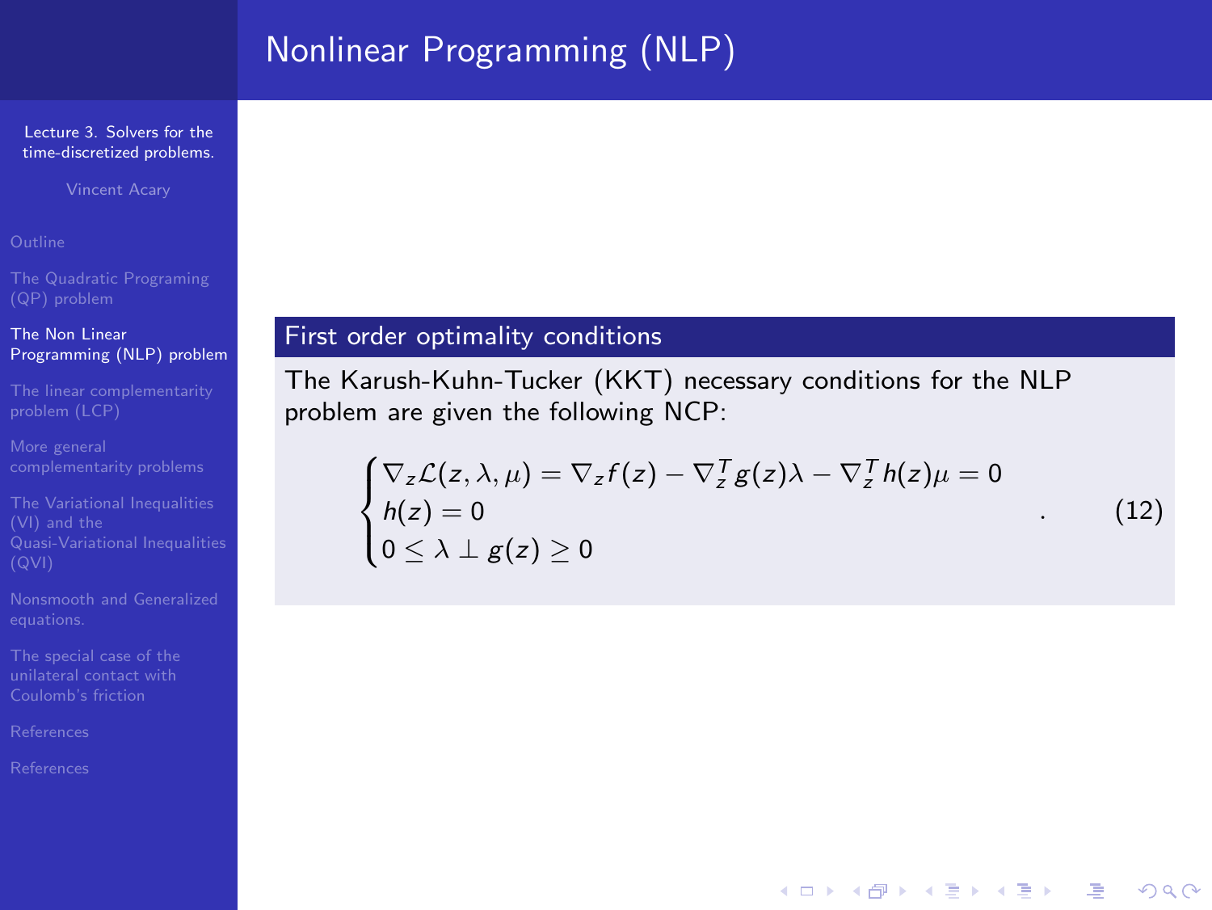# Nonlinear Programming (NLP)

### First order optimality conditions

The Karush-Kuhn-Tucker (KKT) necessary conditions for the NLP problem are given the following NCP:

$$
\begin{cases}
\nabla_z \mathcal{L}(z,\lambda,\mu) = \nabla_z f(z) - \nabla_z^T g(z)\lambda - \nabla_z^T h(z)\mu = 0 \\
h(z) = 0 \\
0 \leq \lambda \perp g(z) \geq 0
\end{cases}
. \qquad (12)
$$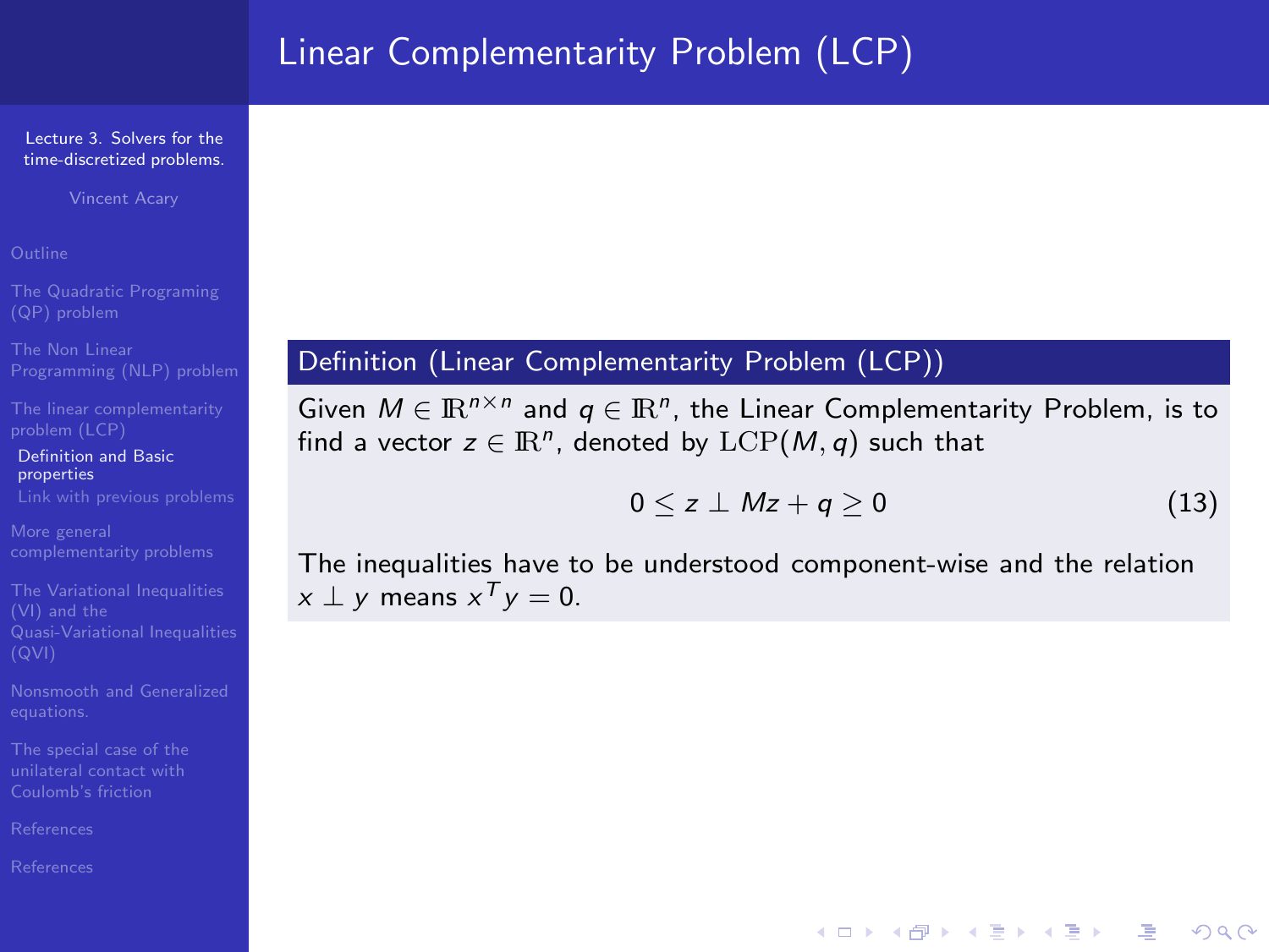# Linear Complementarity Problem (LCP)

**Definition (Linear Complementarity Problem (LCP))**

Given $M \in \mathbb{R}^{n\times n}$ and $q \in \mathbb{R}^n$, the Linear Complementarity Problem, is to find a vector $z \in \mathbb{R}^n$, denoted by $\mathrm{LCP}(M,q)$ such that

$$0 \leq z \perp Mz + q \geq 0 \tag{13}$$

The inequalities have to be understood component-wise and the relation $x \perp y$ means $x^T y = 0$.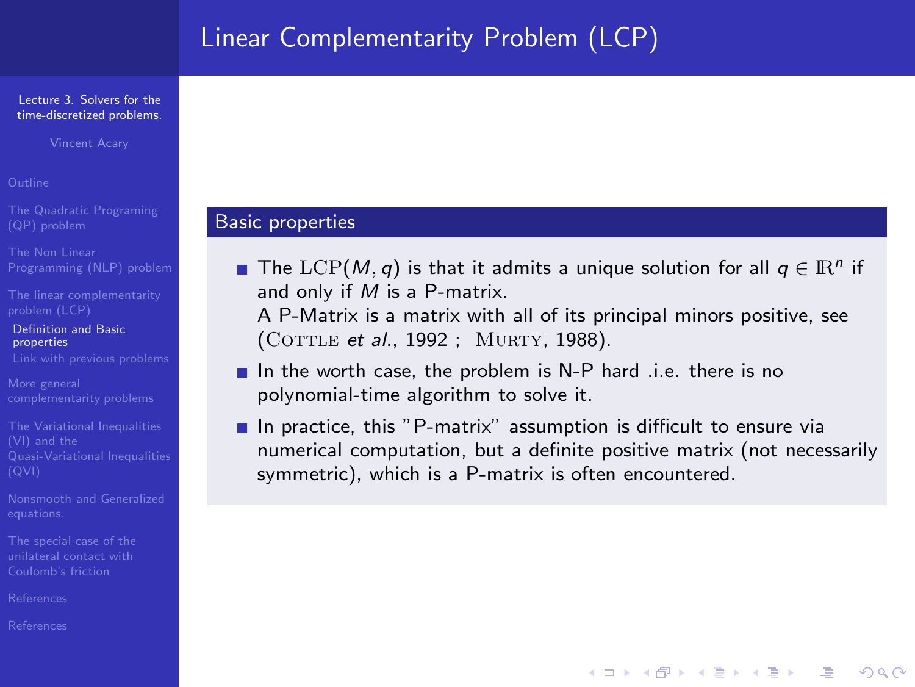# Linear Complementarity Problem (LCP)

## Basic properties

- The $\mathrm{LCP}(M, q)$ is that it admits a unique solution for all $q \in \mathbb{R}^n$ if and only if $M$ is a P-matrix.
  A P-Matrix is a matrix with all of its principal minors positive, see (Cottle *et al.*, 1992 ; Murty, 1988).
- In the worth case, the problem is N-P hard .i.e. there is no polynomial-time algorithm to solve it.
- In practice, this "P-matrix" assumption is difficult to ensure via numerical computation, but a definite positive matrix (not necessarily symmetric), which is a P-matrix is often encountered.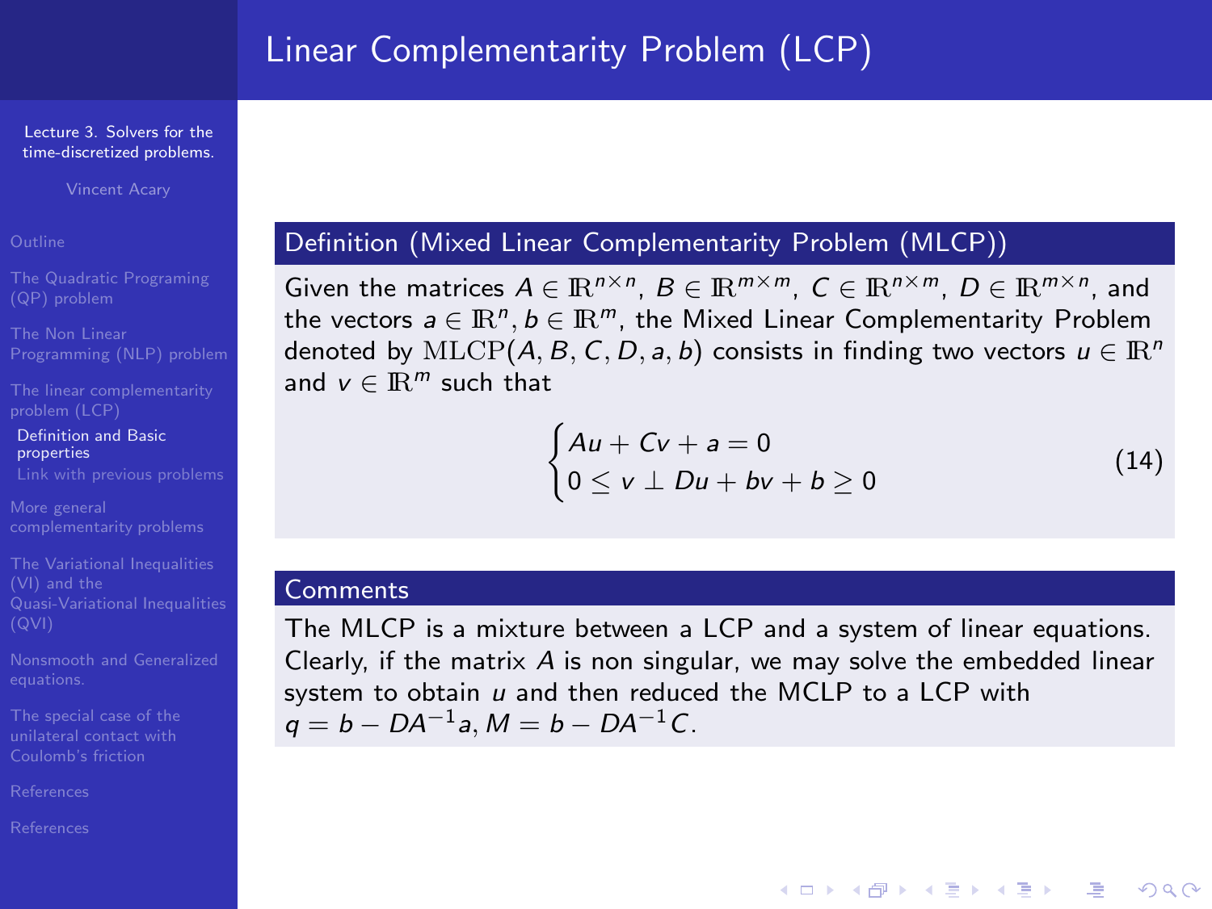# Linear Complementarity Problem (LCP)

## Definition (Mixed Linear Complementarity Problem (MLCP))

Given the matrices $A \in \mathbb{R}^{n\times n}$, $B \in \mathbb{R}^{m\times m}$, $C \in \mathbb{R}^{n\times m}$, $D \in \mathbb{R}^{m\times n}$, and the vectors $a \in \mathbb{R}^n, b \in \mathbb{R}^m$, the Mixed Linear Complementarity Problem denoted by $\mathrm{MLCP}(A, B, C, D, a, b)$ consists in finding two vectors $u \in \mathbb{R}^n$ and $v \in \mathbb{R}^m$ such that

$$\begin{cases} Au + Cv + a = 0 \\ 0 \leq v \perp Du + bv + b \geq 0 \end{cases} \tag{14}$$

## Comments

The MLCP is a mixture between a LCP and a system of linear equations. Clearly, if the matrix $A$ is non singular, we may solve the embedded linear system to obtain $u$ and then reduced the MCLP to a LCP with $q = b - DA^{-1}a, M = b - DA^{-1}C$.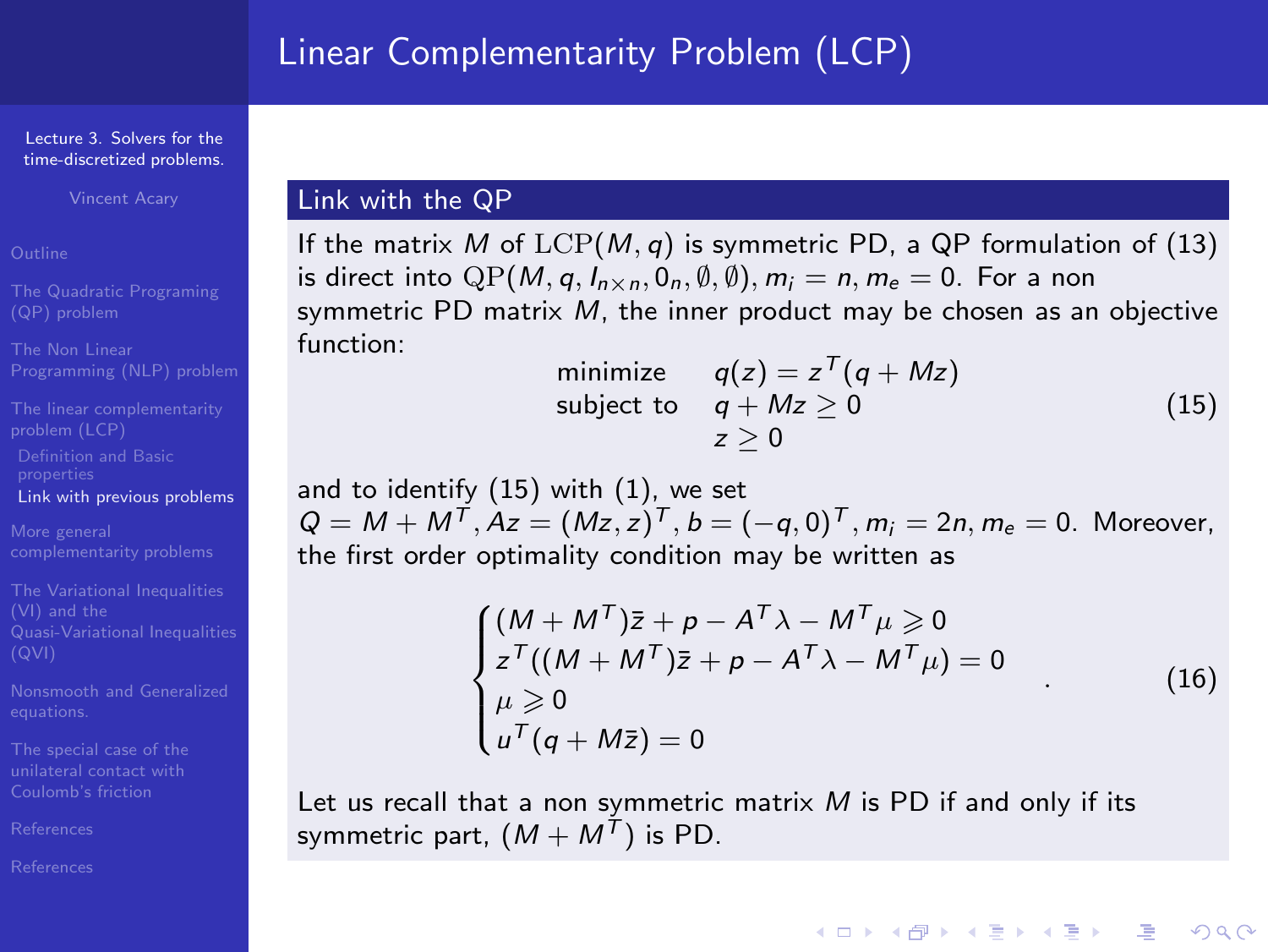# Linear Complementarity Problem (LCP)

## Link with the QP

If the matrix $M$ of $\mathrm{LCP}(M,q)$ is symmetric PD, a QP formulation of (13) is direct into $\mathrm{QP}(M, q, I_{n\times n}, 0_n, \emptyset, \emptyset), m_i = n, m_e = 0$. For a non symmetric PD matrix $M$, the inner product may be chosen as an objective function:

$$
\begin{array}{ll}
\text{minimize} & q(z) = z^T(q + Mz) \\
\text{subject to} & q + Mz \geq 0 \\
 & z \geq 0
\end{array}
\tag{15}
$$

and to identify (15) with (1), we set $Q = M + M^T, Az = (Mz, z)^T, b = (-q, 0)^T, m_i = 2n, m_e = 0$. Moreover, the first order optimality condition may be written as

$$
\begin{cases}
(M + M^T)\bar{z} + p - A^T\lambda - M^T\mu \geqslant 0 \\
z^T((M + M^T)\bar{z} + p - A^T\lambda - M^T\mu) = 0 \\
\mu \geqslant 0 \\
u^T(q + M\bar{z}) = 0
\end{cases}
\quad .
\tag{16}
$$

Let us recall that a non symmetric matrix $M$ is PD if and only if its symmetric part, $(M + M^T)$ is PD.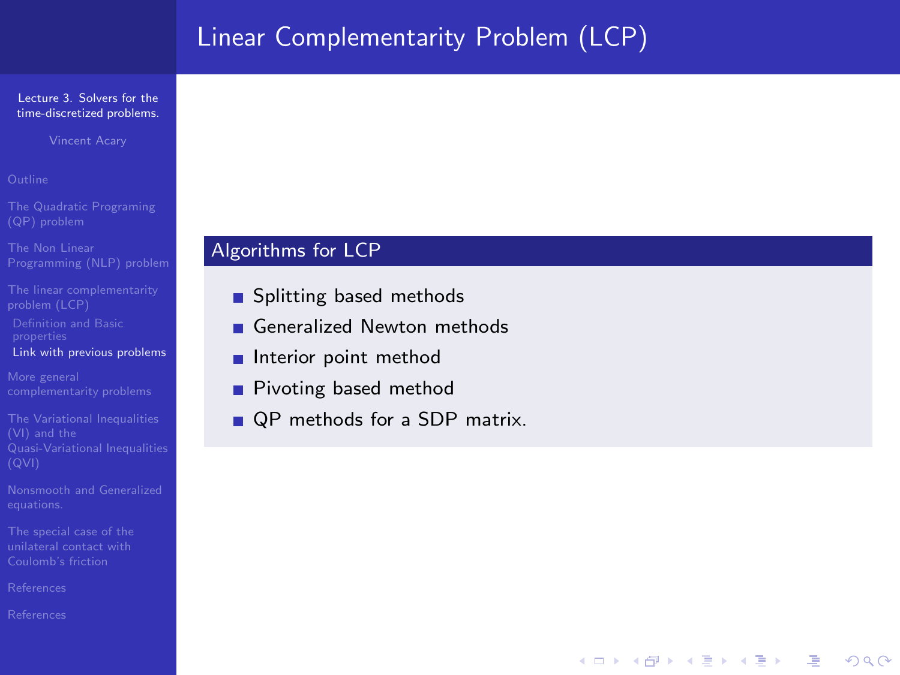# Linear Complementarity Problem (LCP)

### Algorithms for LCP

- Splitting based methods
- Generalized Newton methods
- Interior point method
- Pivoting based method
- QP methods for a SDP matrix.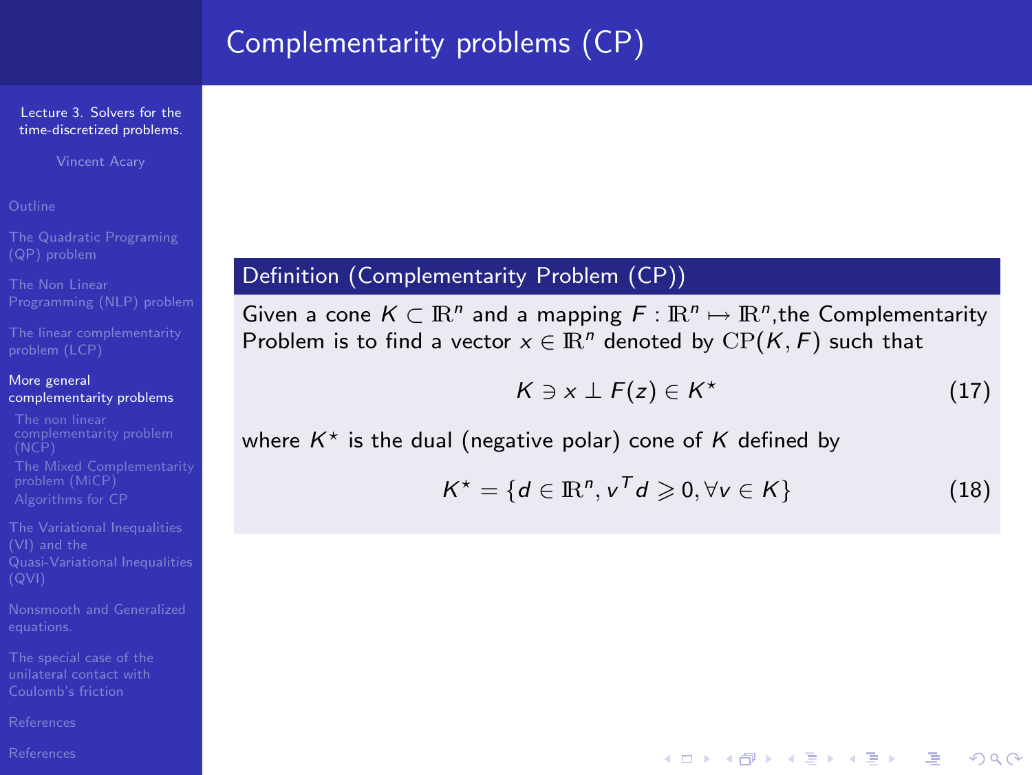# Complementarity problems (CP)

**Definition (Complementarity Problem (CP))**

Given a cone $K \subset \mathbb{R}^n$ and a mapping $F : \mathbb{R}^n \mapsto \mathbb{R}^n$,the Complementarity Problem is to find a vector $x \in \mathbb{R}^n$ denoted by $\mathrm{CP}(K, F)$ such that

$$K \ni x \perp F(z) \in K^\star \tag{17}$$

where $K^\star$ is the dual (negative polar) cone of $K$ defined by

$$K^\star = \{d \in \mathbb{R}^n, v^T d \geqslant 0, \forall v \in K\} \tag{18}$$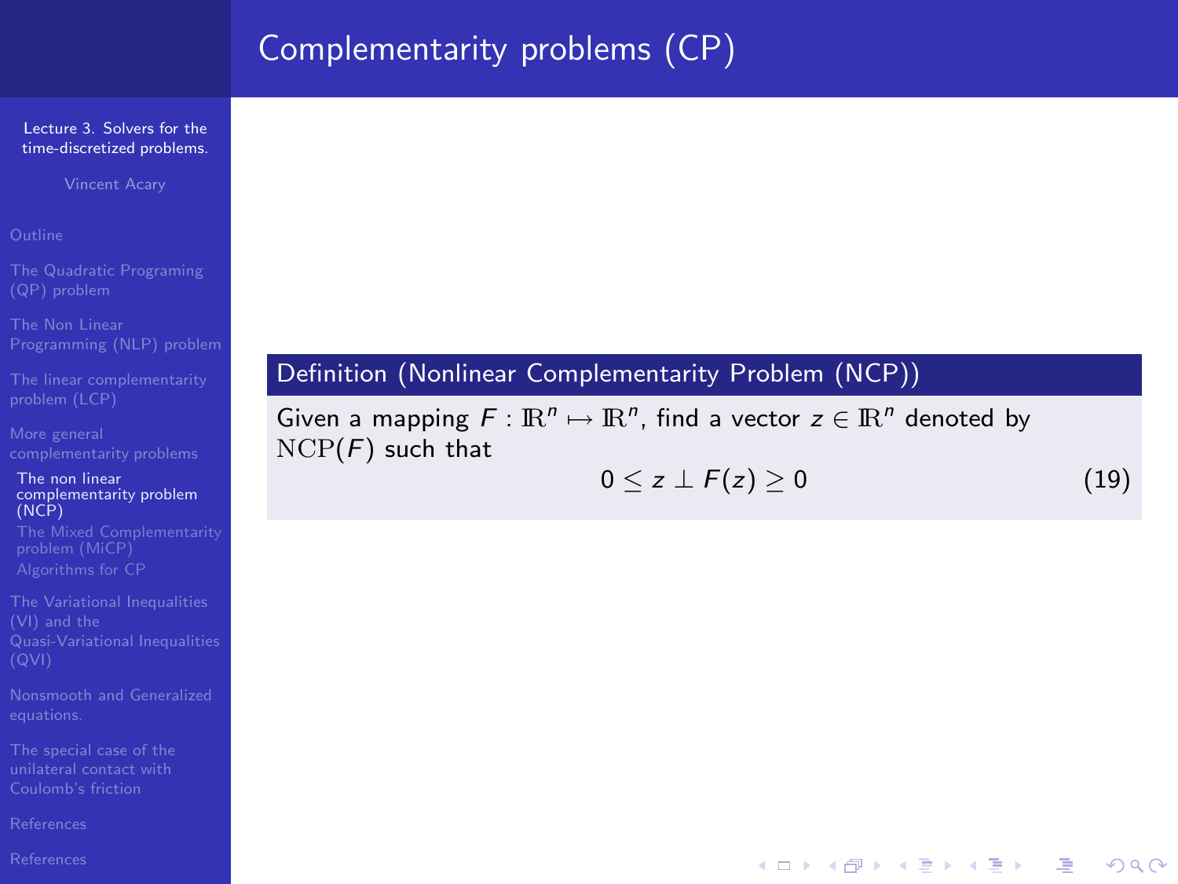# Complementarity problems (CP)

**Definition (Nonlinear Complementarity Problem (NCP))**

Given a mapping $F : \mathbb{R}^n \mapsto \mathbb{R}^n$, find a vector $z \in \mathbb{R}^n$ denoted by $\mathrm{NCP}(F)$ such that

$$0 \leq z \perp F(z) \geq 0 \tag{19}$$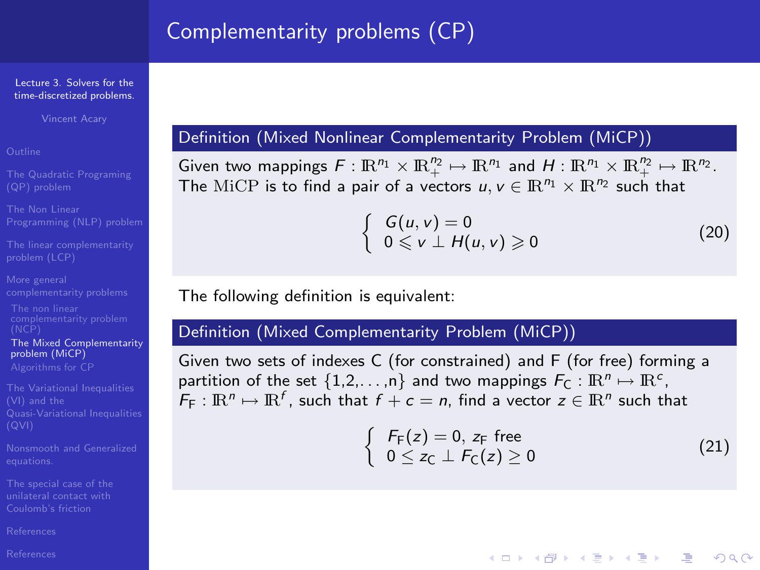# Complementarity problems (CP)

**Definition (Mixed Nonlinear Complementarity Problem (MiCP))**

Given two mappings $F : \mathbb{R}^{n_1} \times \mathbb{R}^{n_2}_{+} \mapsto \mathbb{R}^{n_1}$ and $H : \mathbb{R}^{n_1} \times \mathbb{R}^{n_2}_{+} \mapsto \mathbb{R}^{n_2}$. The $\mathrm{MiCP}$ is to find a pair of a vectors $u, v \in \mathbb{R}^{n_1} \times \mathbb{R}^{n_2}$ such that

$$\left\{ \begin{array}{l} G(u,v) = 0 \\ 0 \leqslant v \perp H(u,v) \geqslant 0 \end{array} \right. \tag{20}$$

The following definition is equivalent:

**Definition (Mixed Complementarity Problem (MiCP))**

Given two sets of indexes C (for constrained) and F (for free) forming a partition of the set {1,2,. . . ,n} and two mappings $F_{\mathrm{C}} : \mathbb{R}^n \mapsto \mathbb{R}^c$, $F_{\mathrm{F}} : \mathbb{R}^n \mapsto \mathbb{R}^f$, such that $f + c = n$, find a vector $z \in \mathbb{R}^n$ such that

$$\left\{ \begin{array}{l} F_{\mathrm{F}}(z) = 0,\ z_{\mathrm{F}} \text{ free} \\ 0 \leq z_{\mathrm{C}} \perp F_{\mathrm{C}}(z) \geq 0 \end{array} \right. \tag{21}$$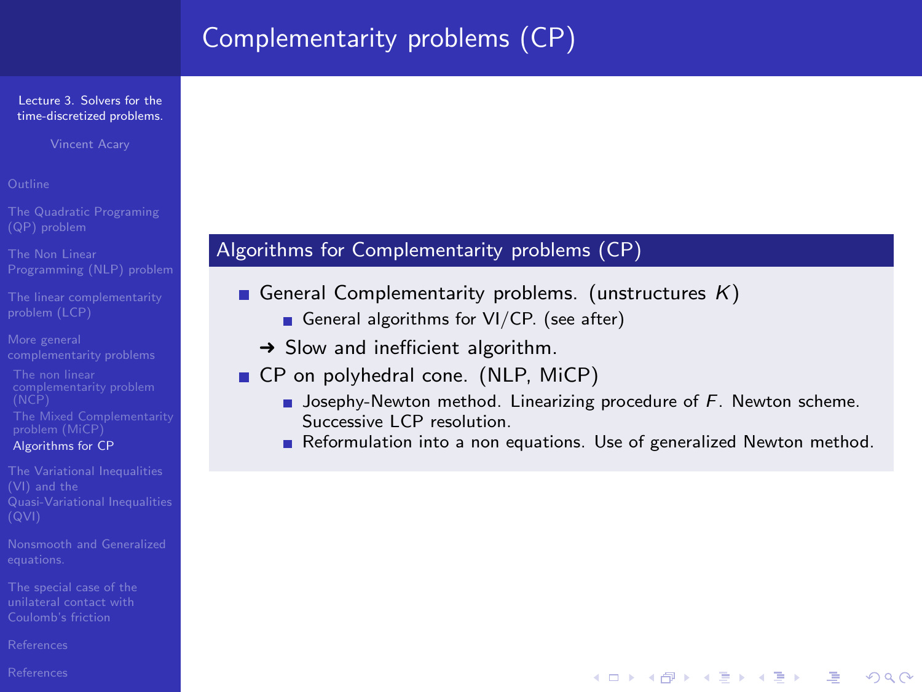# Complementarity problems (CP)

## Algorithms for Complementarity problems (CP)

- General Complementarity problems. (unstructures $K$)
  - General algorithms for VI/CP. (see after)

→ Slow and inefficient algorithm.

- CP on polyhedral cone. (NLP, MiCP)
  - Josephy-Newton method. Linearizing procedure of $F$. Newton scheme. Successive LCP resolution.
  - Reformulation into a non equations. Use of generalized Newton method.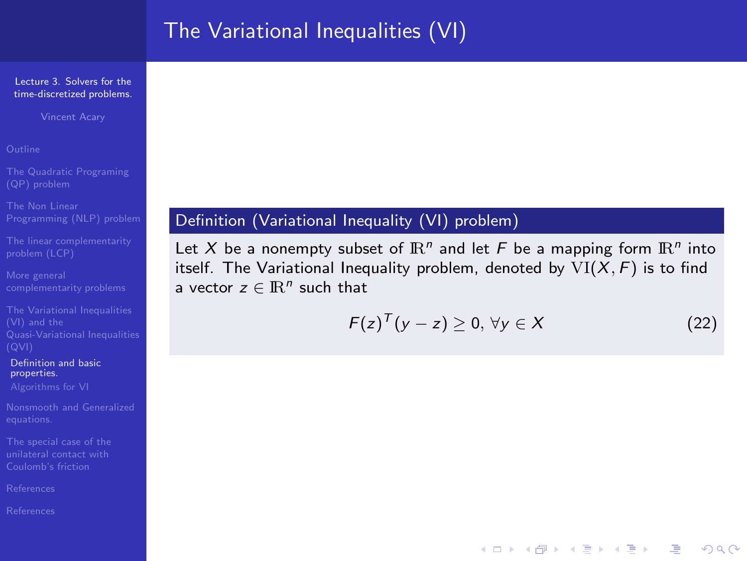# The Variational Inequalities (VI)

**Definition (Variational Inequality (VI) problem)**

Let $X$ be a nonempty subset of $\mathbb{R}^n$ and let $F$ be a mapping form $\mathbb{R}^n$ into itself. The Variational Inequality problem, denoted by $\mathrm{VI}(X, F)$ is to find a vector $z \in \mathbb{R}^n$ such that

$$F(z)^T(y - z) \geq 0, \; \forall y \in X \tag{22}$$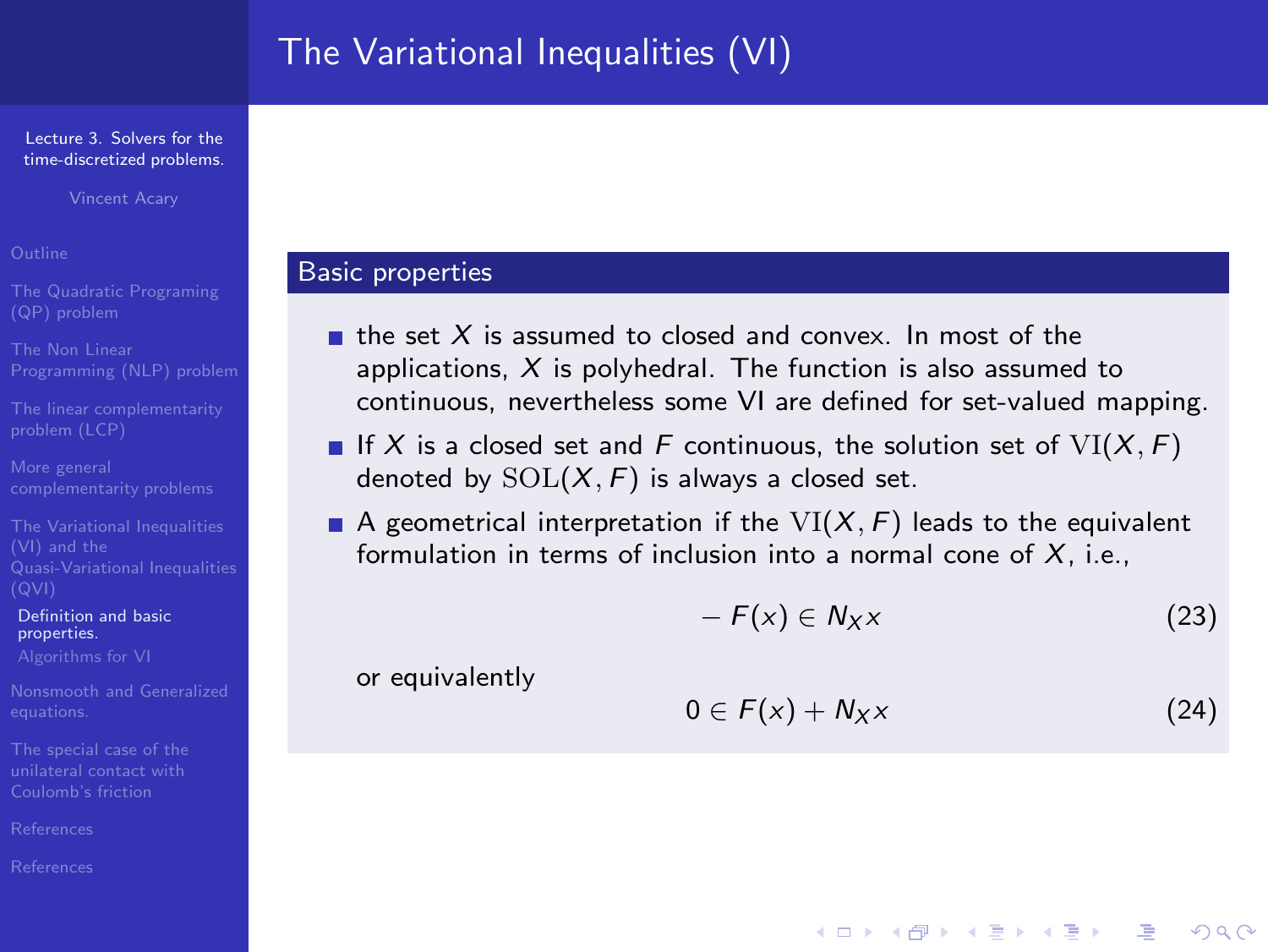# The Variational Inequalities (VI)

## Basic properties

- the set $X$ is assumed to closed and convex. In most of the applications, $X$ is polyhedral. The function is also assumed to continuous, nevertheless some VI are defined for set-valued mapping.
- If $X$ is a closed set and $F$ continuous, the solution set of $\mathrm{VI}(X, F)$ denoted by $\mathrm{SOL}(X, F)$ is always a closed set.
- A geometrical interpretation if the $\mathrm{VI}(X, F)$ leads to the equivalent formulation in terms of inclusion into a normal cone of $X$, i.e.,

$$-F(x) \in N_X x \tag{23}$$

or equivalently

$$0 \in F(x) + N_X x \tag{24}$$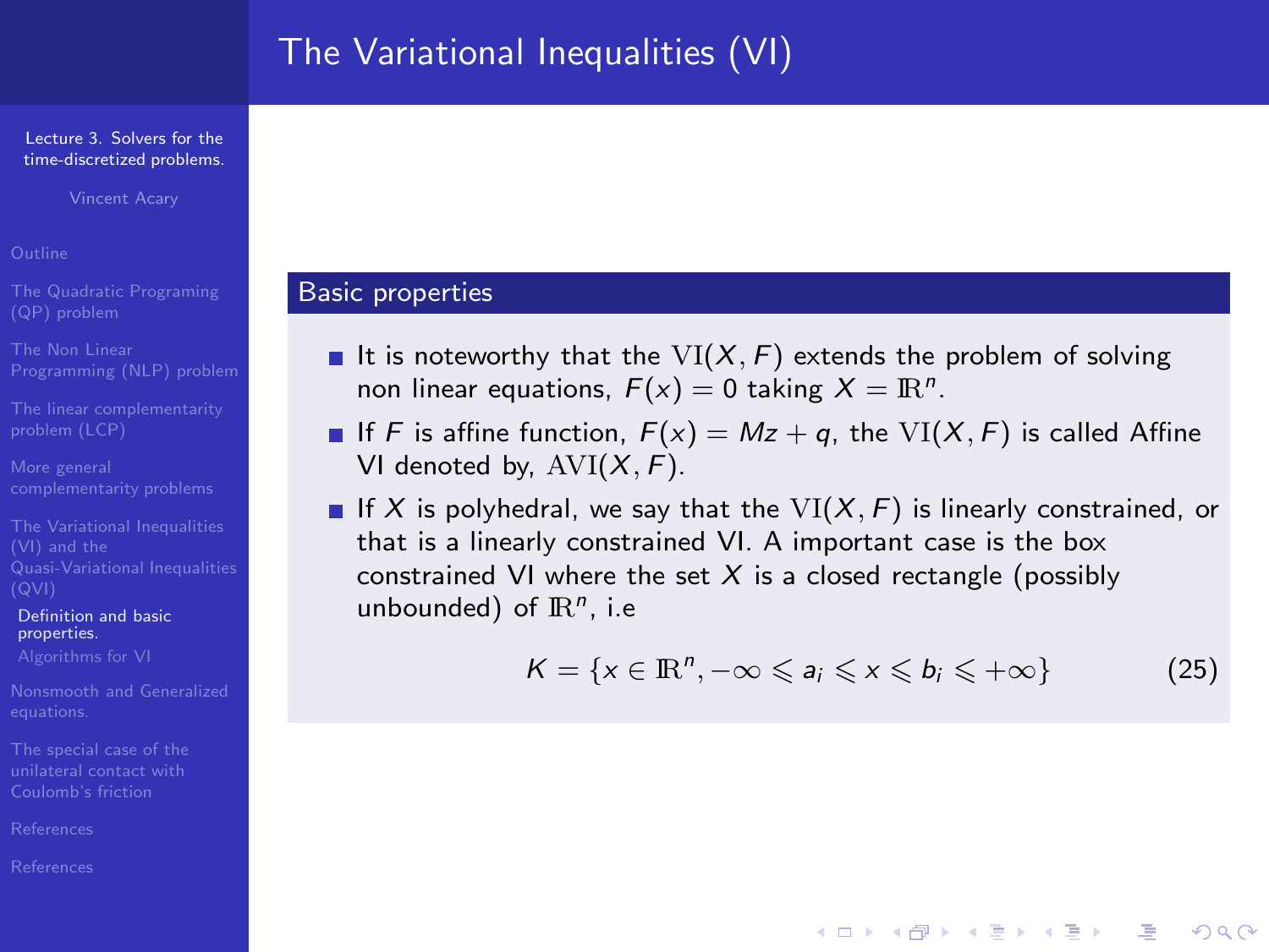# The Variational Inequalities (VI)

## Basic properties

- It is noteworthy that the $\mathrm{VI}(X, F)$ extends the problem of solving non linear equations, $F(x) = 0$ taking $X = \mathbb{R}^n$.
- If $F$ is affine function, $F(x) = Mz + q$, the $\mathrm{VI}(X, F)$ is called Affine VI denoted by, $\mathrm{AVI}(X, F)$.
- If $X$ is polyhedral, we say that the $\mathrm{VI}(X, F)$ is linearly constrained, or that is a linearly constrained VI. A important case is the box constrained VI where the set $X$ is a closed rectangle (possibly unbounded) of $\mathbb{R}^n$, i.e

$$K = \{x \in \mathbb{R}^n, -\infty \leqslant a_i \leqslant x \leqslant b_i \leqslant +\infty\} \tag{25}$$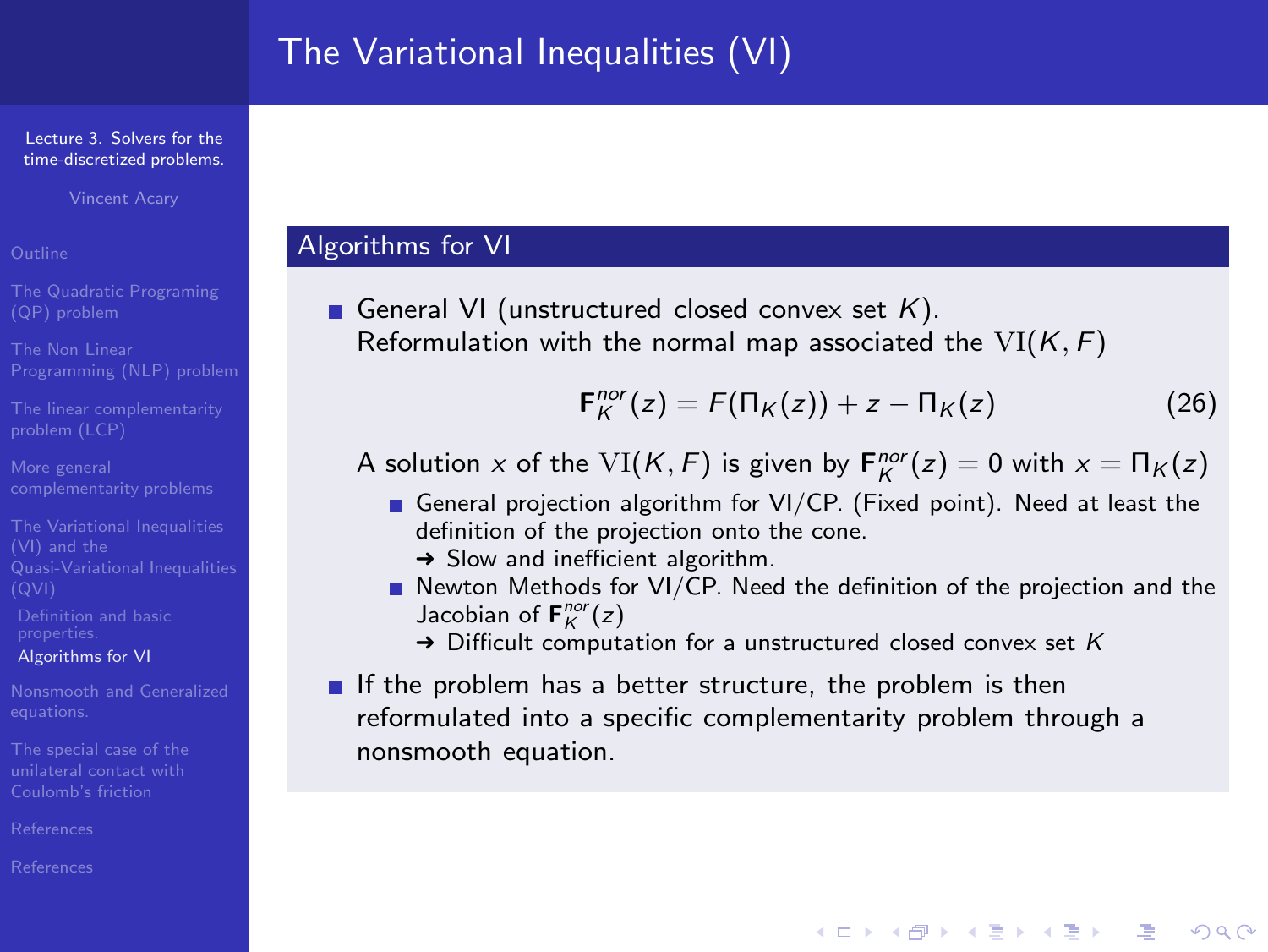# The Variational Inequalities (VI)

## Algorithms for VI

- General VI (unstructured closed convex set $K$).
  Reformulation with the normal map associated the $\mathrm{VI}(K, F)$

$$\mathbf{F}_K^{nor}(z) = F(\Pi_K(z)) + z - \Pi_K(z) \tag{26}$$

  A solution $x$ of the $\mathrm{VI}(K, F)$ is given by $\mathbf{F}_K^{nor}(z) = 0$ with $x = \Pi_K(z)$
  - General projection algorithm for VI/CP. (Fixed point). Need at least the definition of the projection onto the cone.
    ➜ Slow and inefficient algorithm.
  - Newton Methods for VI/CP. Need the definition of the projection and the Jacobian of $\mathbf{F}_K^{nor}(z)$
    ➜ Difficult computation for a unstructured closed convex set $K$
- If the problem has a better structure, the problem is then reformulated into a specific complementarity problem through a nonsmooth equation.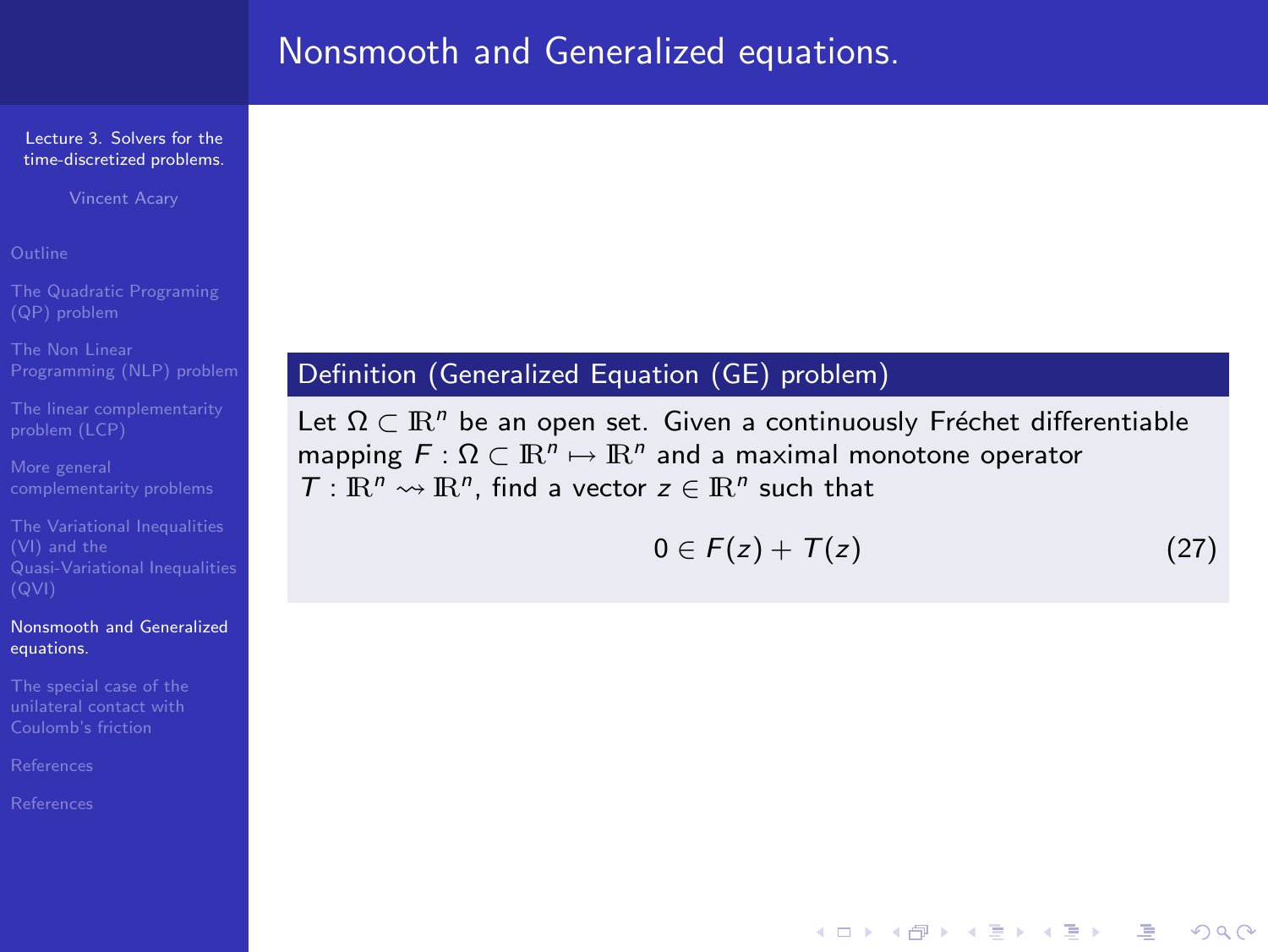# Nonsmooth and Generalized equations.

**Definition (Generalized Equation (GE) problem)**

Let $\Omega \subset \mathbb{R}^n$ be an open set. Given a continuously Fréchet differentiable mapping $F : \Omega \subset \mathbb{R}^n \mapsto \mathbb{R}^n$ and a maximal monotone operator $T : \mathbb{R}^n \rightsquigarrow \mathbb{R}^n$, find a vector $z \in \mathbb{R}^n$ such that

$$0 \in F(z) + T(z) \tag{27}$$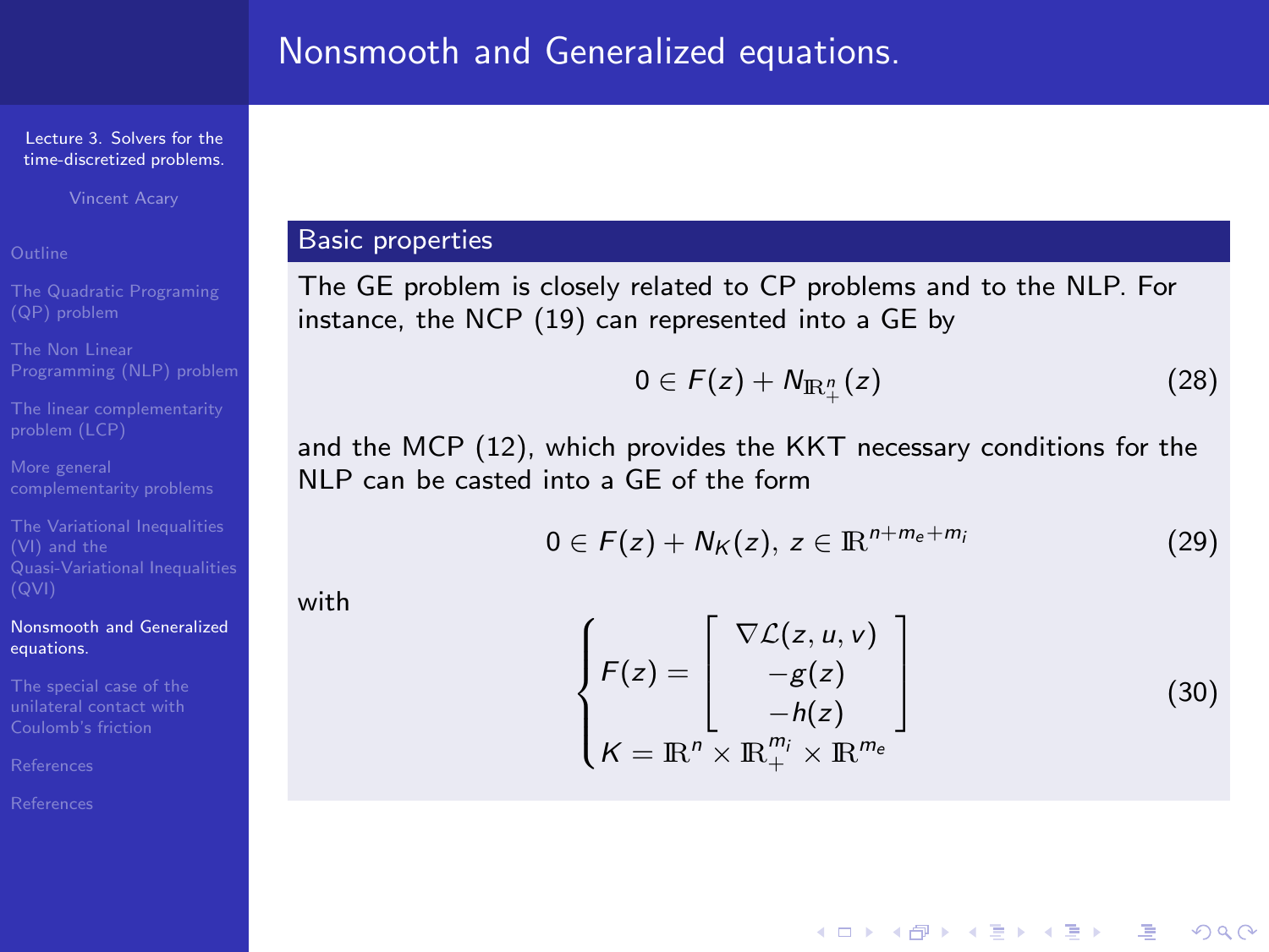# Nonsmooth and Generalized equations.

## Basic properties

The GE problem is closely related to CP problems and to the NLP. For instance, the NCP (19) can represented into a GE by

$$0 \in F(z) + N_{\mathbb{R}^n_+}(z) \tag{28}$$

and the MCP (12), which provides the KKT necessary conditions for the NLP can be casted into a GE of the form

$$0 \in F(z) + N_K(z),\; z \in \mathbb{R}^{n+m_e+m_i} \tag{29}$$

with

$$\begin{cases} F(z) = \begin{bmatrix} \nabla \mathcal{L}(z,u,v) \\ -g(z) \\ -h(z) \end{bmatrix} \\ K = \mathbb{R}^n \times \mathbb{R}^{m_i}_+ \times \mathbb{R}^{m_e} \end{cases} \tag{30}$$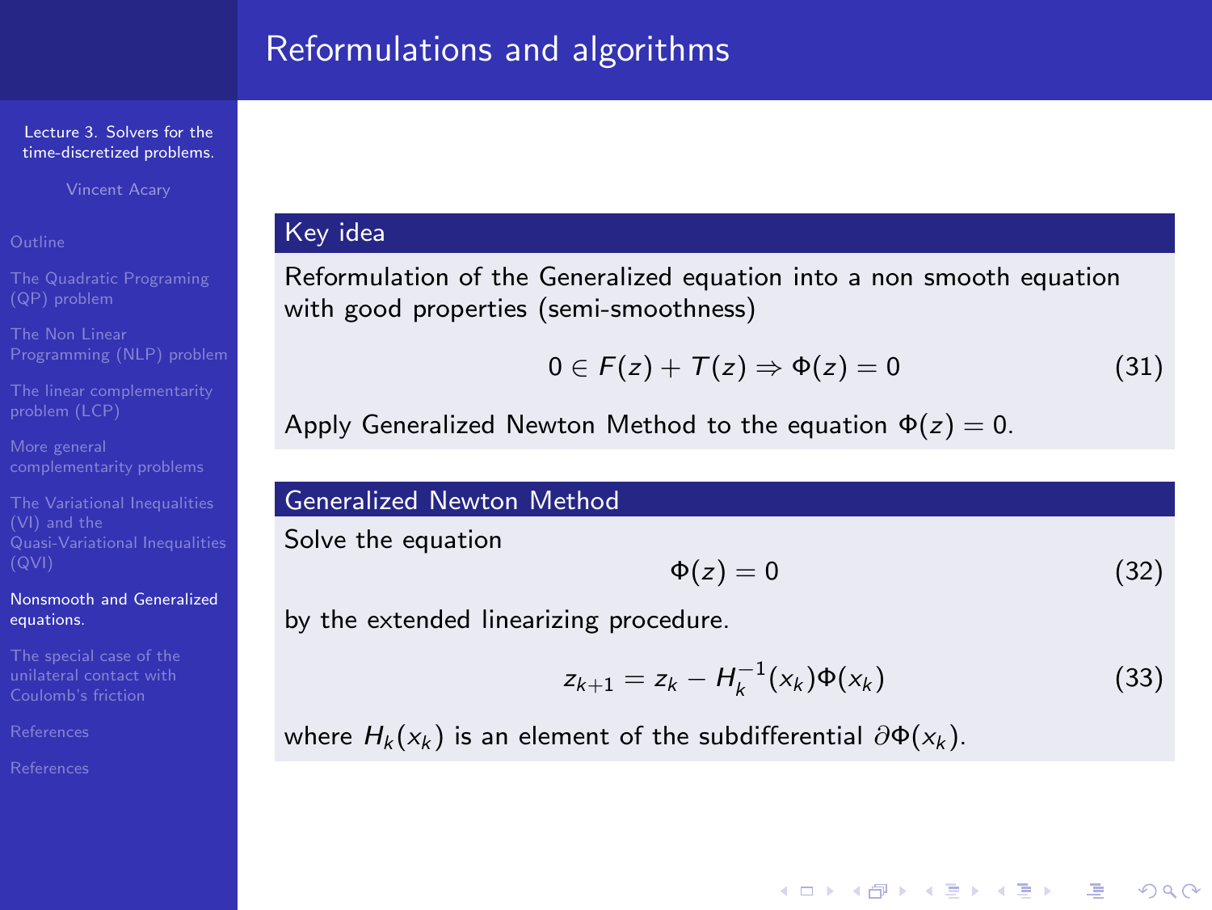# Reformulations and algorithms

### Key idea

Reformulation of the Generalized equation into a non smooth equation with good properties (semi-smoothness)

$$0 \in F(z) + T(z) \Rightarrow \Phi(z) = 0 \tag{31}$$

Apply Generalized Newton Method to the equation $\Phi(z) = 0$.

### Generalized Newton Method

Solve the equation

$$\Phi(z) = 0 \tag{32}$$

by the extended linearizing procedure.

$$z_{k+1} = z_k - H_k^{-1}(x_k)\Phi(x_k) \tag{33}$$

where $H_k(x_k)$ is an element of the subdifferential $\partial\Phi(x_k)$.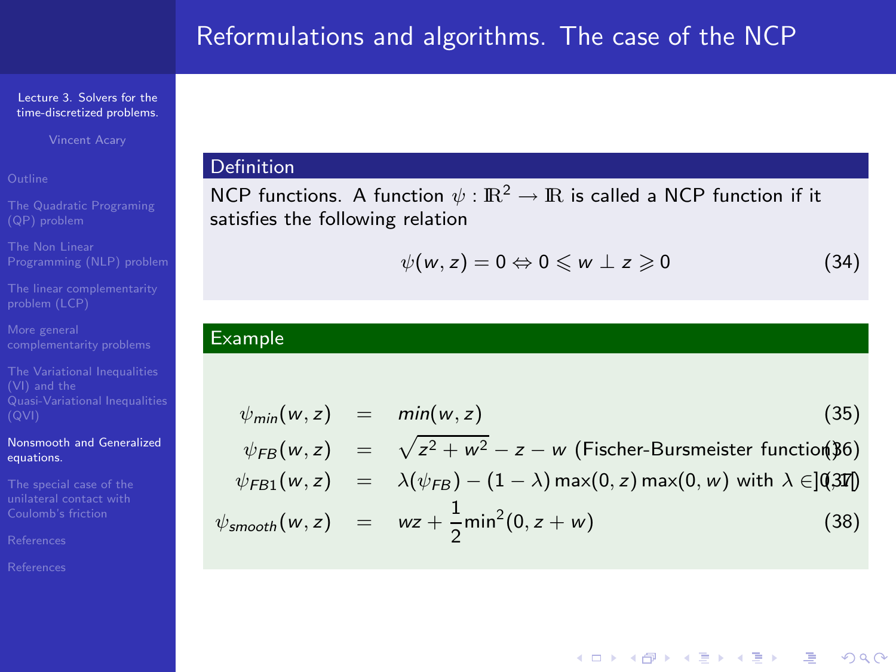# Reformulations and algorithms. The case of the NCP

**Definition**

NCP functions. A function $\psi : \mathbb{R}^2 \rightarrow \mathbb{R}$ is called a NCP function if it satisfies the following relation

$$\psi(w,z) = 0 \Leftrightarrow 0 \leqslant w \perp z \geqslant 0 \tag{34}$$

**Example**

$$\psi_{min}(w,z) = min(w,z) \tag{35}$$

$$\psi_{FB}(w,z) = \sqrt{z^2 + w^2} - z - w \text{ (Fischer-Bursmeister function)} \tag{36}$$

$$\psi_{FB1}(w,z) = \lambda(\psi_{FB}) - (1-\lambda)\max(0,z)\max(0,w) \text{ with } \lambda \in ]0,1[ \tag{37}$$

$$\psi_{smooth}(w,z) = wz + \frac{1}{2}\min^2(0, z+w) \tag{38}$$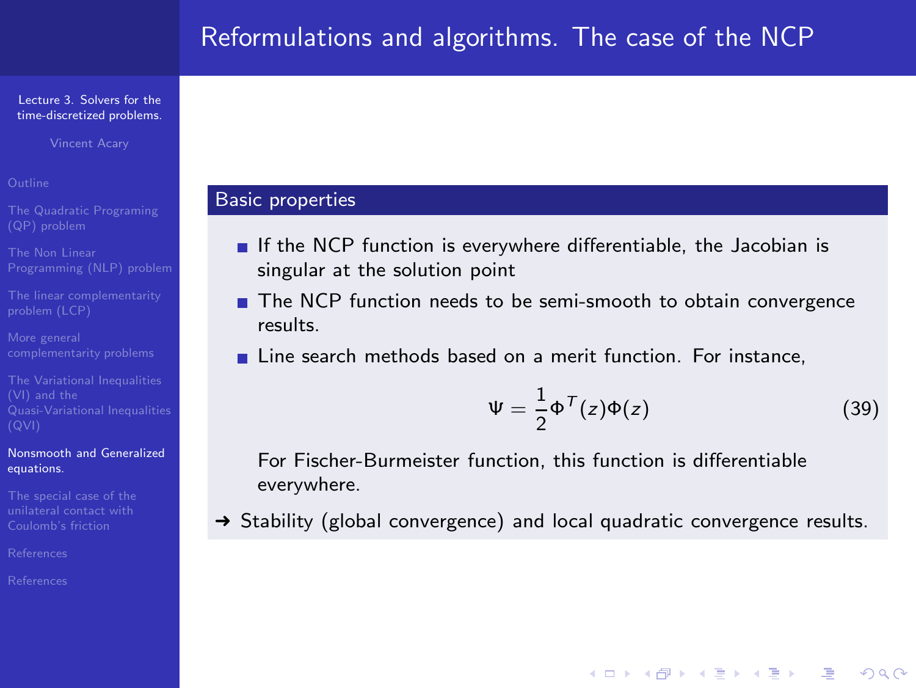# Reformulations and algorithms. The case of the NCP

## Basic properties

- If the NCP function is everywhere differentiable, the Jacobian is singular at the solution point
- The NCP function needs to be semi-smooth to obtain convergence results.
- Line search methods based on a merit function. For instance,

$$\Psi = \frac{1}{2}\Phi^T(z)\Phi(z) \tag{39}$$

  For Fischer-Burmeister function, this function is differentiable everywhere.

→ Stability (global convergence) and local quadratic convergence results.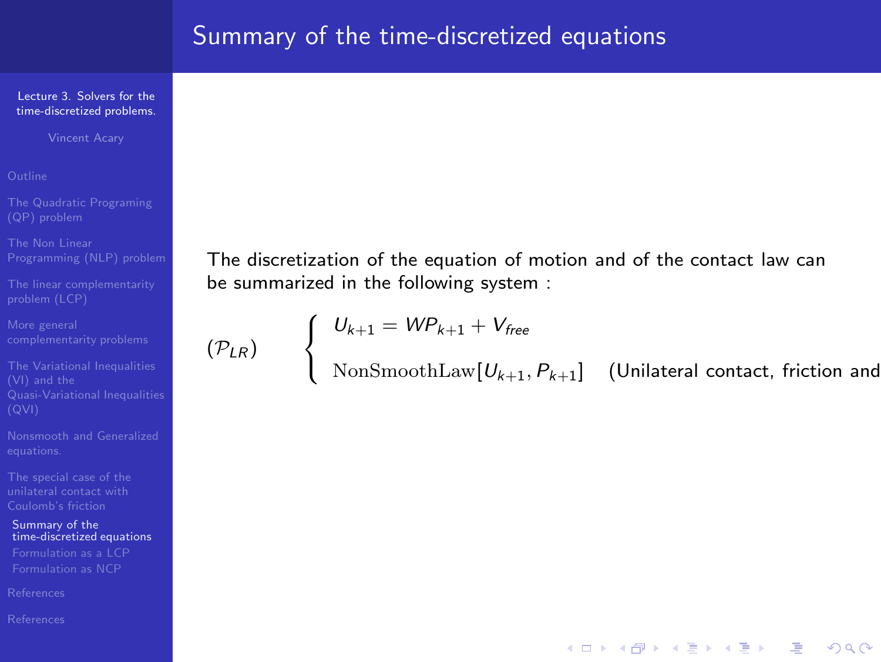# Summary of the time-discretized equations

The discretization of the equation of motion and of the contact law can be summarized in the following system :

$$
(\mathcal{P}_{LR}) \qquad \left\{ \begin{array}{l} U_{k+1} = WP_{k+1} + V_{free} \\[2ex] \mathrm{NonSmoothLaw}[U_{k+1}, P_{k+1}] \quad \text{(Unilateral contact, friction and} \end{array} \right.
$$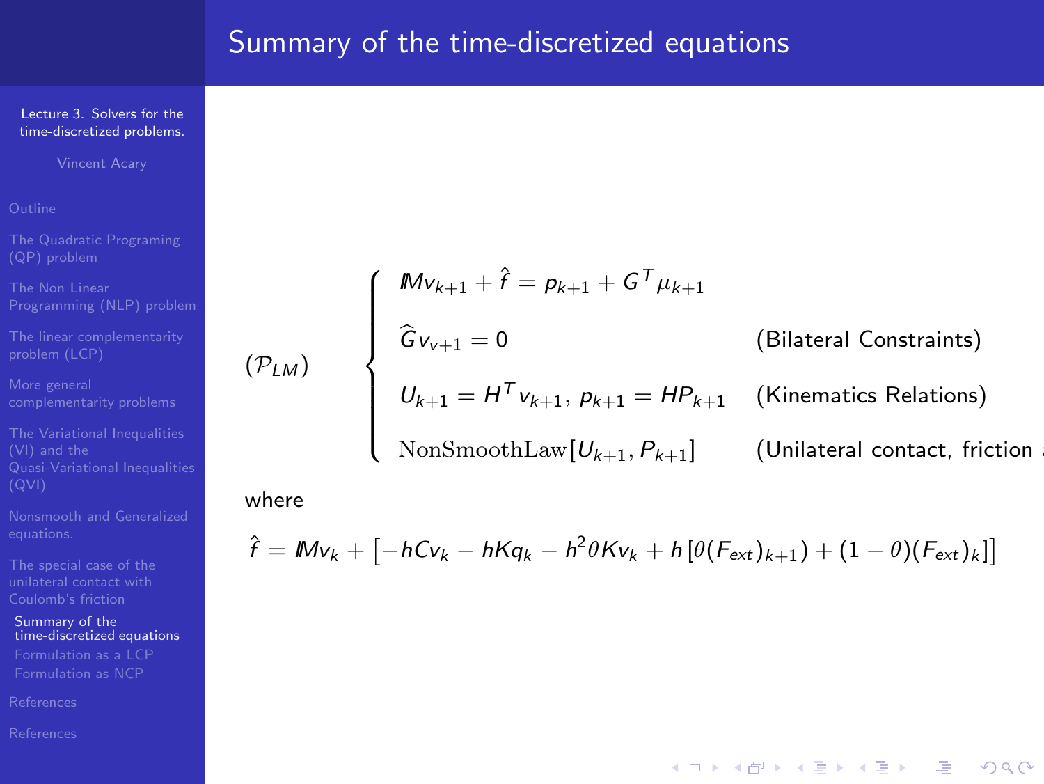# Summary of the time-discretized equations

$$
(\mathcal{P}_{LM}) \qquad \begin{cases}
\mathbb{M} v_{k+1} + \hat{f} = p_{k+1} + G^T \mu_{k+1} & \\
\widehat{G} v_{v+1} = 0 & \text{(Bilateral Constraints)} \\
U_{k+1} = H^T v_{k+1},\ p_{k+1} = H P_{k+1} & \text{(Kinematics Relations)} \\
\mathrm{NonSmoothLaw}[U_{k+1}, P_{k+1}] & \text{(Unilateral contact, friction}
\end{cases}
$$

where

$$
\hat{f} = \mathbb{M} v_k + \left[ -hCv_k - hKq_k - h^2 \theta K v_k + h\left[\theta (F_{ext})_{k+1}) + (1-\theta)(F_{ext})_k\right]\right]
$$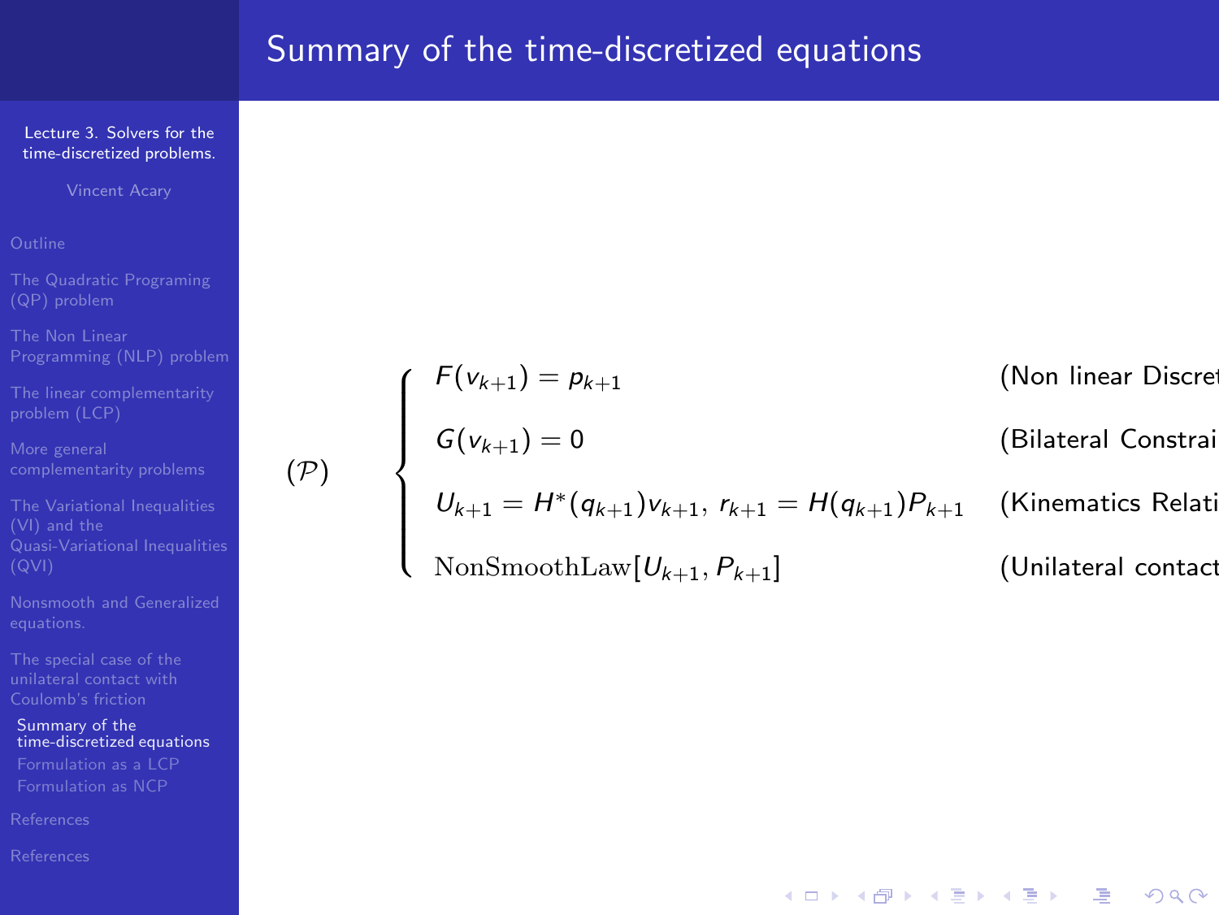# Summary of the time-discretized equations

$$
(\mathcal{P}) \qquad \begin{cases}
F(v_{k+1}) = p_{k+1} & \text{(Non linear Discret} \\
G(v_{k+1}) = 0 & \text{(Bilateral Constrai} \\
U_{k+1} = H^*(q_{k+1})v_{k+1},\; r_{k+1} = H(q_{k+1})P_{k+1} & \text{(Kinematics Relati} \\
\mathrm{NonSmoothLaw}[U_{k+1}, P_{k+1}] & \text{(Unilateral contact}
\end{cases}
$$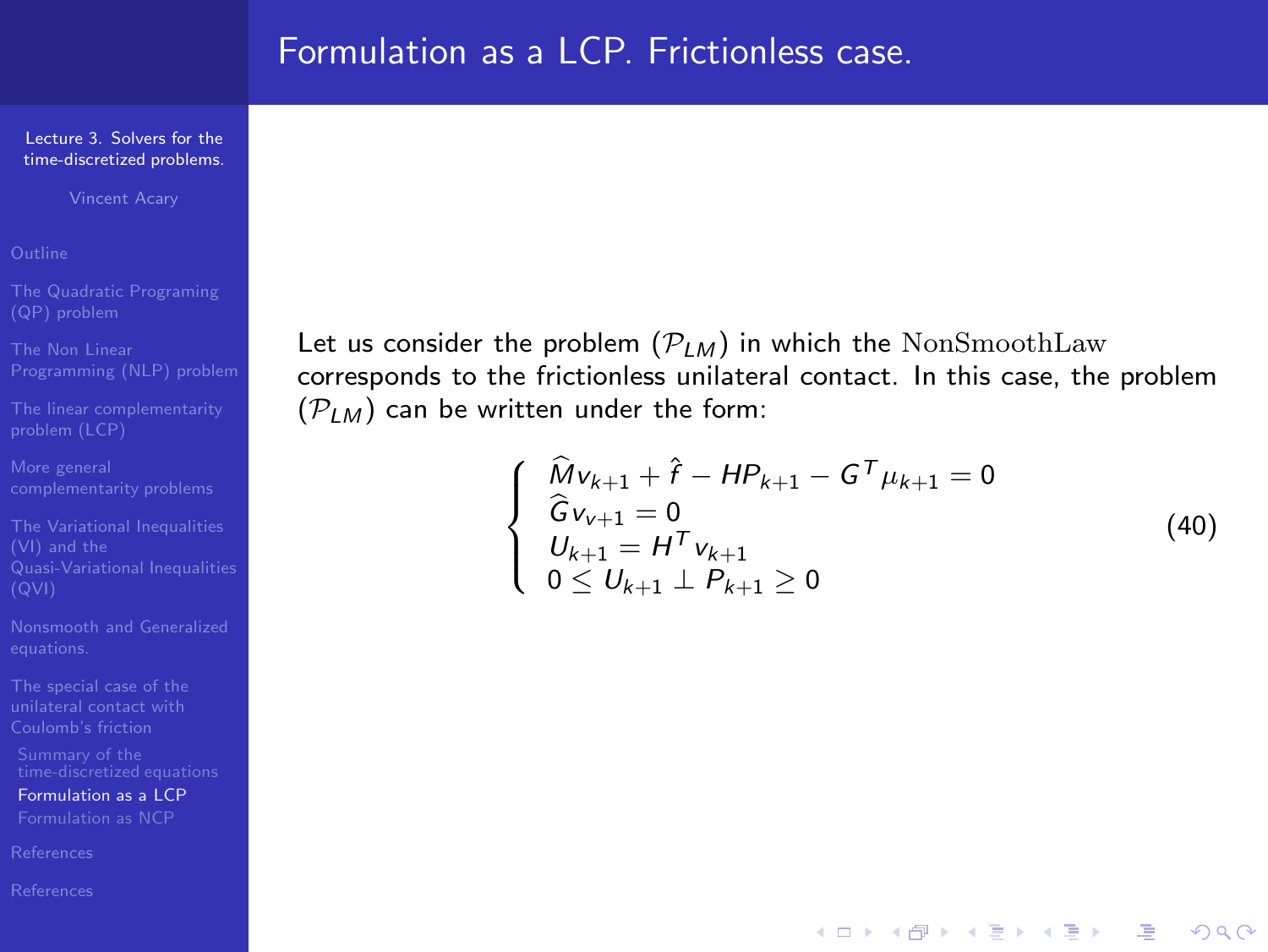## Formulation as a LCP. Frictionless case.

Let us consider the problem $(\mathcal{P}_{LM})$ in which the $\mathrm{NonSmoothLaw}$ corresponds to the frictionless unilateral contact. In this case, the problem $(\mathcal{P}_{LM})$ can be written under the form:

$$
\left\{
\begin{array}{l}
\widehat{M} v_{k+1} + \hat{f} - H P_{k+1} - G^T \mu_{k+1} = 0 \\
\widehat{G} v_{v+1} = 0 \\
U_{k+1} = H^T v_{k+1} \\
0 \leq U_{k+1} \perp P_{k+1} \geq 0
\end{array}
\right.
\tag{40}
$$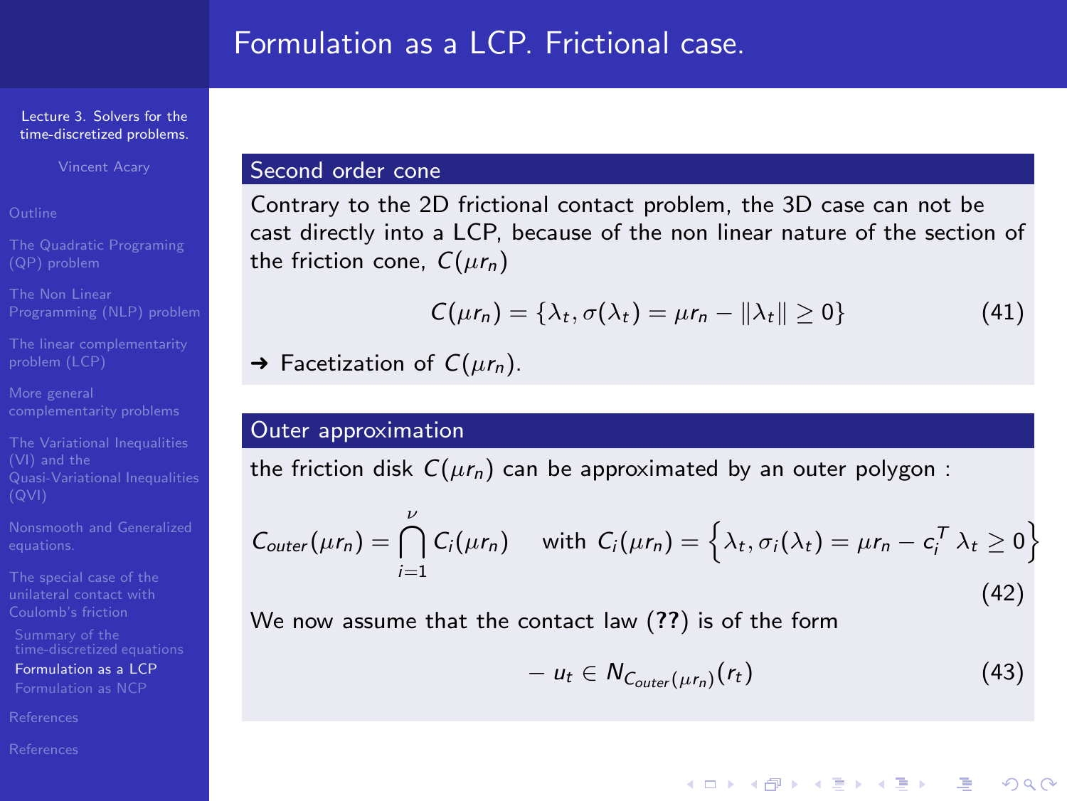# Formulation as a LCP. Frictional case.

## Second order cone

Contrary to the 2D frictional contact problem, the 3D case can not be cast directly into a LCP, because of the non linear nature of the section of the friction cone, $C(\mu r_n)$

$$C(\mu r_n) = \{\lambda_t, \sigma(\lambda_t) = \mu r_n - \|\lambda_t\| \geq 0\} \tag{41}$$

→ Facetization of $C(\mu r_n)$.

## Outer approximation

the friction disk $C(\mu r_n)$ can be approximated by an outer polygon :

$$C_{outer}(\mu r_n) = \bigcap_{i=1}^{\nu} C_i(\mu r_n) \quad \text{with } C_i(\mu r_n) = \left\{\lambda_t, \sigma_i(\lambda_t) = \mu r_n - c_i^T\,\lambda_t \geq 0\right\} \tag{42}$$

We now assume that the contact law (**??**) is of the form

$$-u_t \in N_{C_{outer}(\mu r_n)}(r_t) \tag{43}$$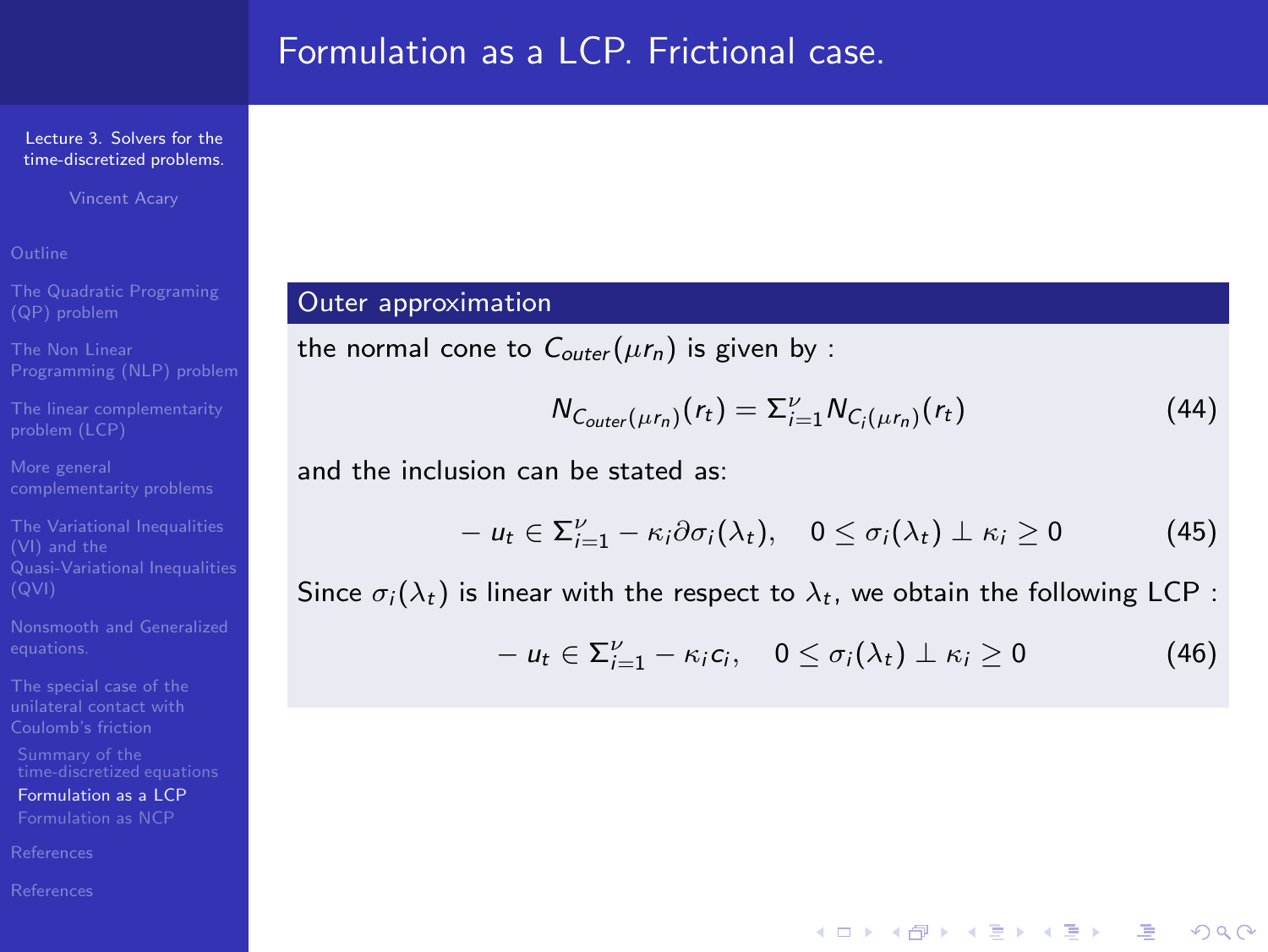# Formulation as a LCP. Frictional case.

### Outer approximation

the normal cone to $C_{outer}(\mu r_n)$ is given by :

$$N_{C_{outer}(\mu r_n)}(r_t) = \Sigma_{i=1}^{\nu} N_{C_i(\mu r_n)}(r_t) \tag{44}$$

and the inclusion can be stated as:

$$-u_t \in \Sigma_{i=1}^{\nu} - \kappa_i \partial \sigma_i(\lambda_t), \quad 0 \leq \sigma_i(\lambda_t) \perp \kappa_i \geq 0 \tag{45}$$

Since $\sigma_i(\lambda_t)$ is linear with the respect to $\lambda_t$, we obtain the following LCP :

$$-u_t \in \Sigma_{i=1}^{\nu} - \kappa_i c_i, \quad 0 \leq \sigma_i(\lambda_t) \perp \kappa_i \geq 0 \tag{46}$$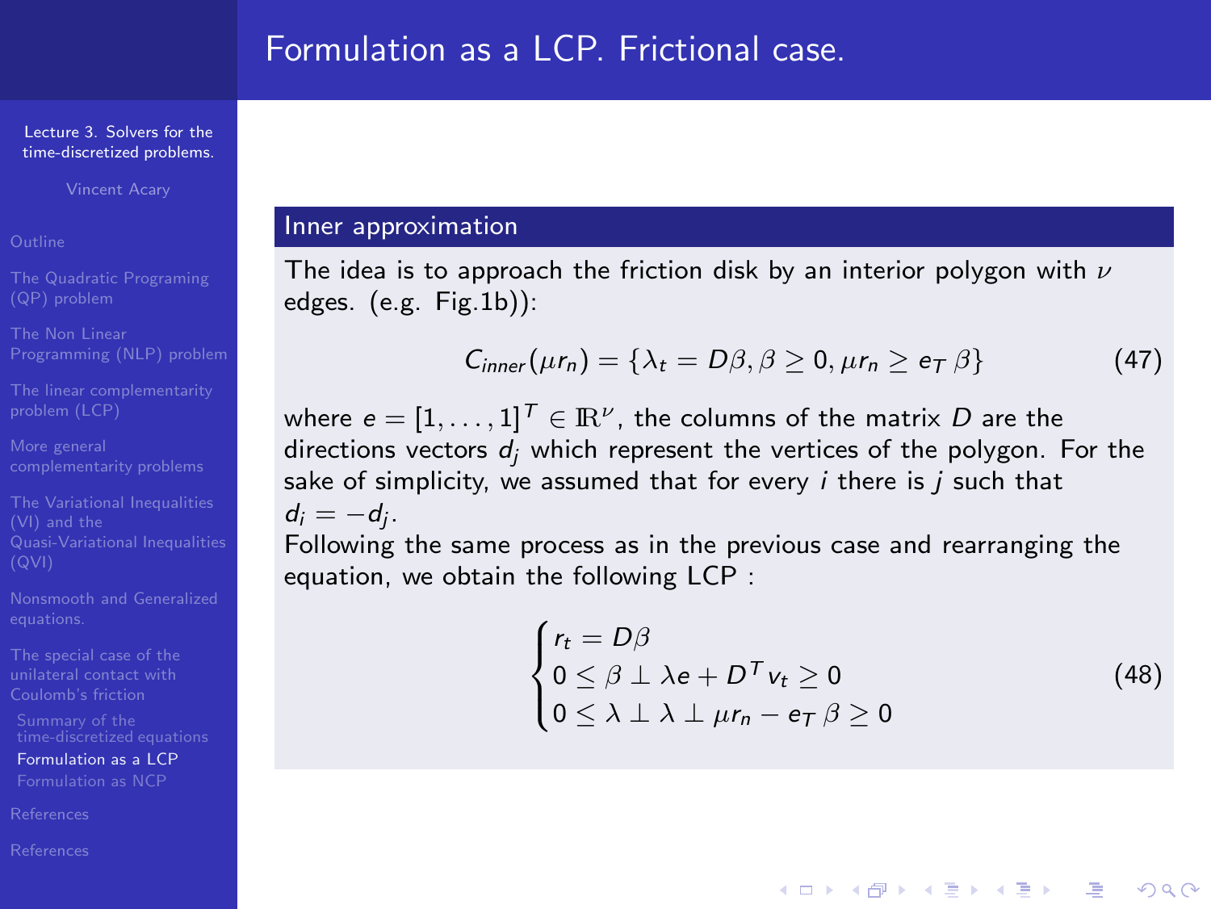# Formulation as a LCP. Frictional case.

## Inner approximation

The idea is to approach the friction disk by an interior polygon with $\nu$ edges. (e.g. Fig.1b)):

$$C_{inner}(\mu r_n) = \{\lambda_t = D\beta, \beta \geq 0, \mu r_n \geq e_T \, \beta\} \tag{47}$$

where $e = [1, \ldots, 1]^T \in \mathbb{R}^\nu$, the columns of the matrix $D$ are the directions vectors $d_j$ which represent the vertices of the polygon. For the sake of simplicity, we assumed that for every $i$ there is $j$ such that $d_i = -d_j$.

Following the same process as in the previous case and rearranging the equation, we obtain the following LCP :

$$\begin{cases} r_t = D\beta \\ 0 \leq \beta \perp \lambda e + D^T v_t \geq 0 \\ 0 \leq \lambda \perp \lambda \perp \mu r_n - e_T \, \beta \geq 0 \end{cases} \tag{48}$$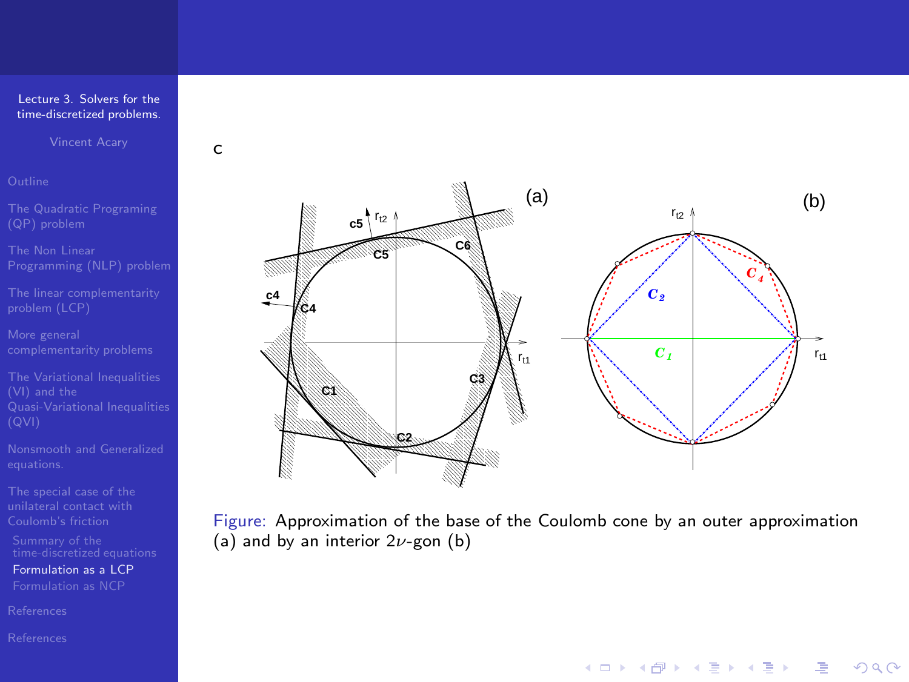C

Figure: Approximation of the base of the Coulomb cone by an outer approximation (a) and by an interior $2\nu$-gon (b)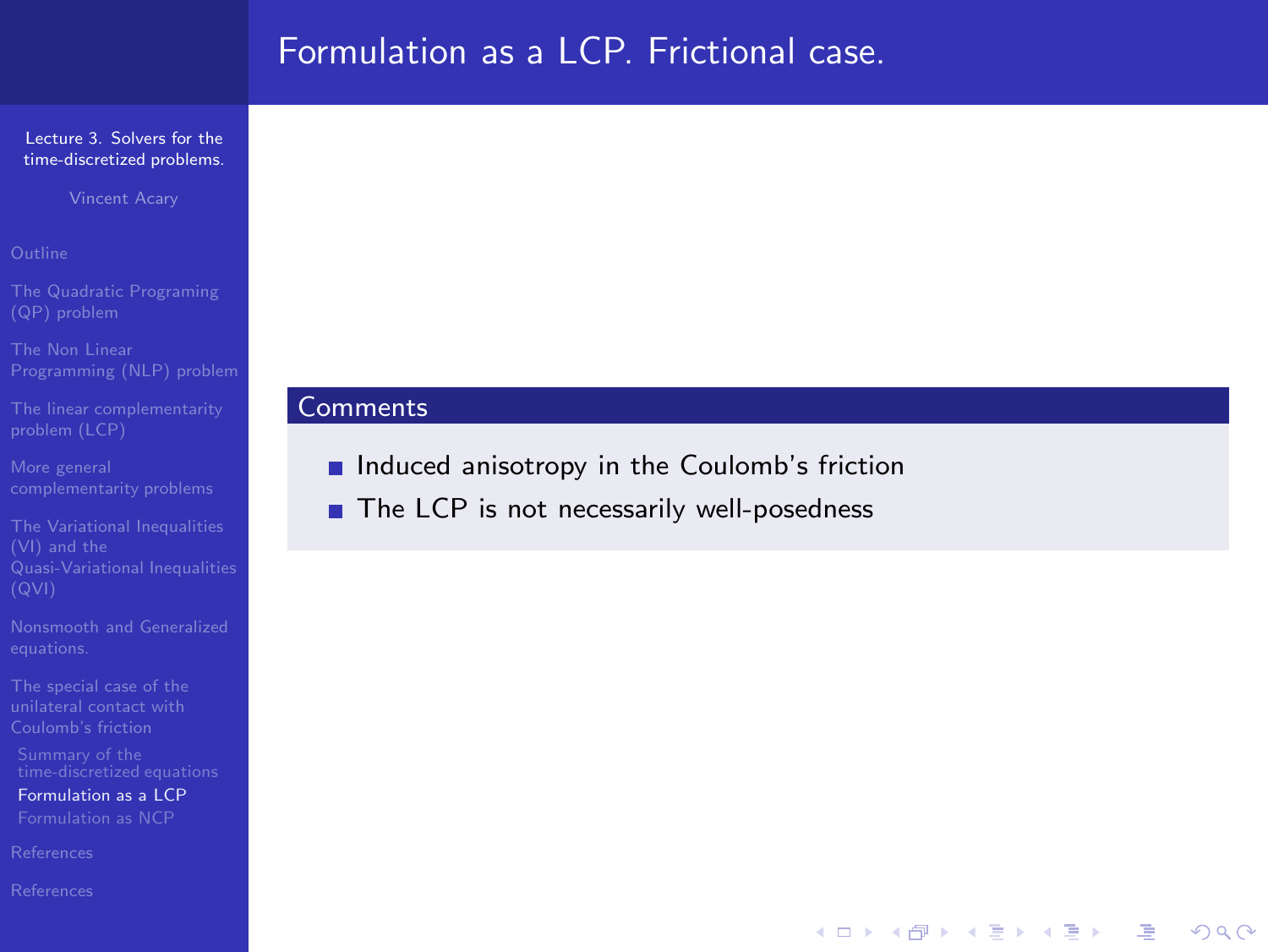# Formulation as a LCP. Frictional case.

### Comments

- Induced anisotropy in the Coulomb's friction
- The LCP is not necessarily well-posedness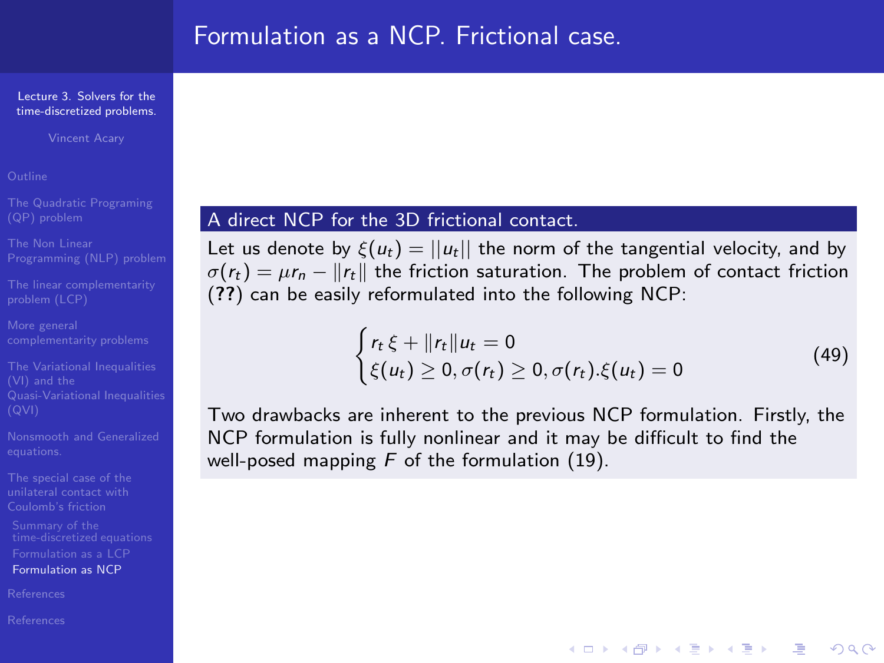# Formulation as a NCP. Frictional case.

### A direct NCP for the 3D frictional contact.

Let us denote by $\xi(u_t) = ||u_t||$ the norm of the tangential velocity, and by $\sigma(r_t) = \mu r_n - \|r_t\|$ the friction saturation. The problem of contact friction (**??**) can be easily reformulated into the following NCP:

$$
\begin{cases}
r_t \, \xi + \|r_t\| u_t = 0 \\
\xi(u_t) \geq 0, \sigma(r_t) \geq 0, \sigma(r_t).\xi(u_t) = 0
\end{cases}
\tag{49}
$$

Two drawbacks are inherent to the previous NCP formulation. Firstly, the NCP formulation is fully nonlinear and it may be difficult to find the well-posed mapping $F$ of the formulation (19).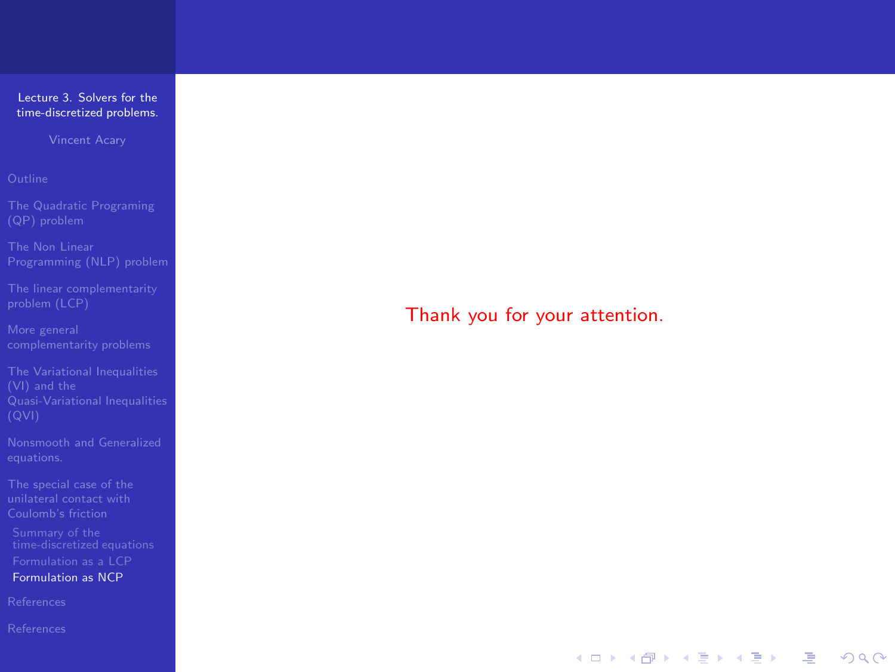Thank you for your attention.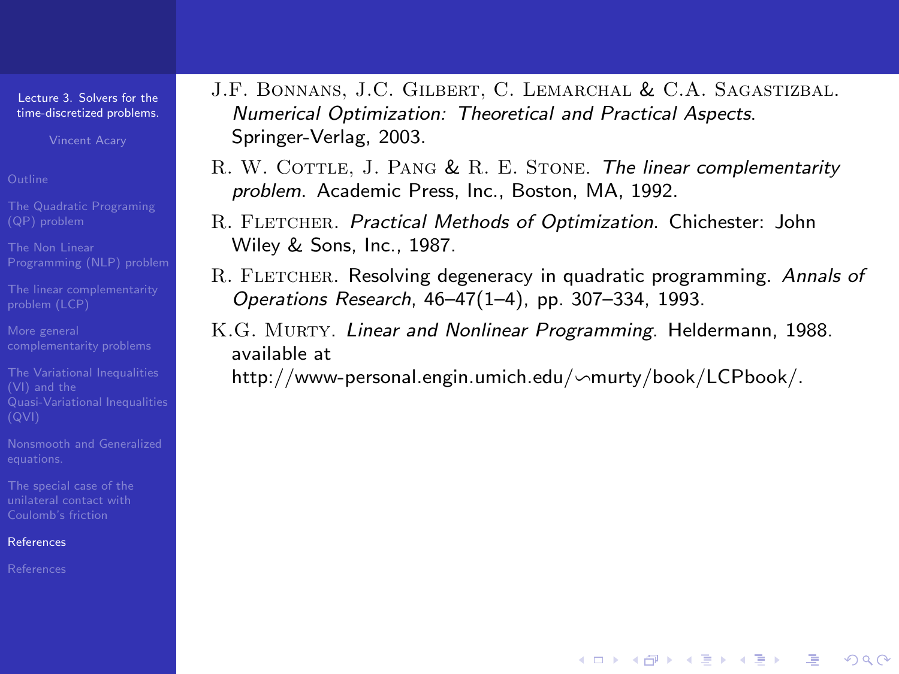J.F. Bonnans, J.C. Gilbert, C. Lemarchal & C.A. Sagastizbal. *Numerical Optimization: Theoretical and Practical Aspects*. Springer-Verlag, 2003.

R. W. Cottle, J. Pang & R. E. Stone. *The linear complementarity problem*. Academic Press, Inc., Boston, MA, 1992.

R. Fletcher. *Practical Methods of Optimization*. Chichester: John Wiley & Sons, Inc., 1987.

R. Fletcher. Resolving degeneracy in quadratic programming. *Annals of Operations Research*, 46–47(1–4), pp. 307–334, 1993.

K.G. Murty. *Linear and Nonlinear Programming*. Heldermann, 1988. available at http://www-personal.engin.umich.edu/~murty/book/LCPbook/.